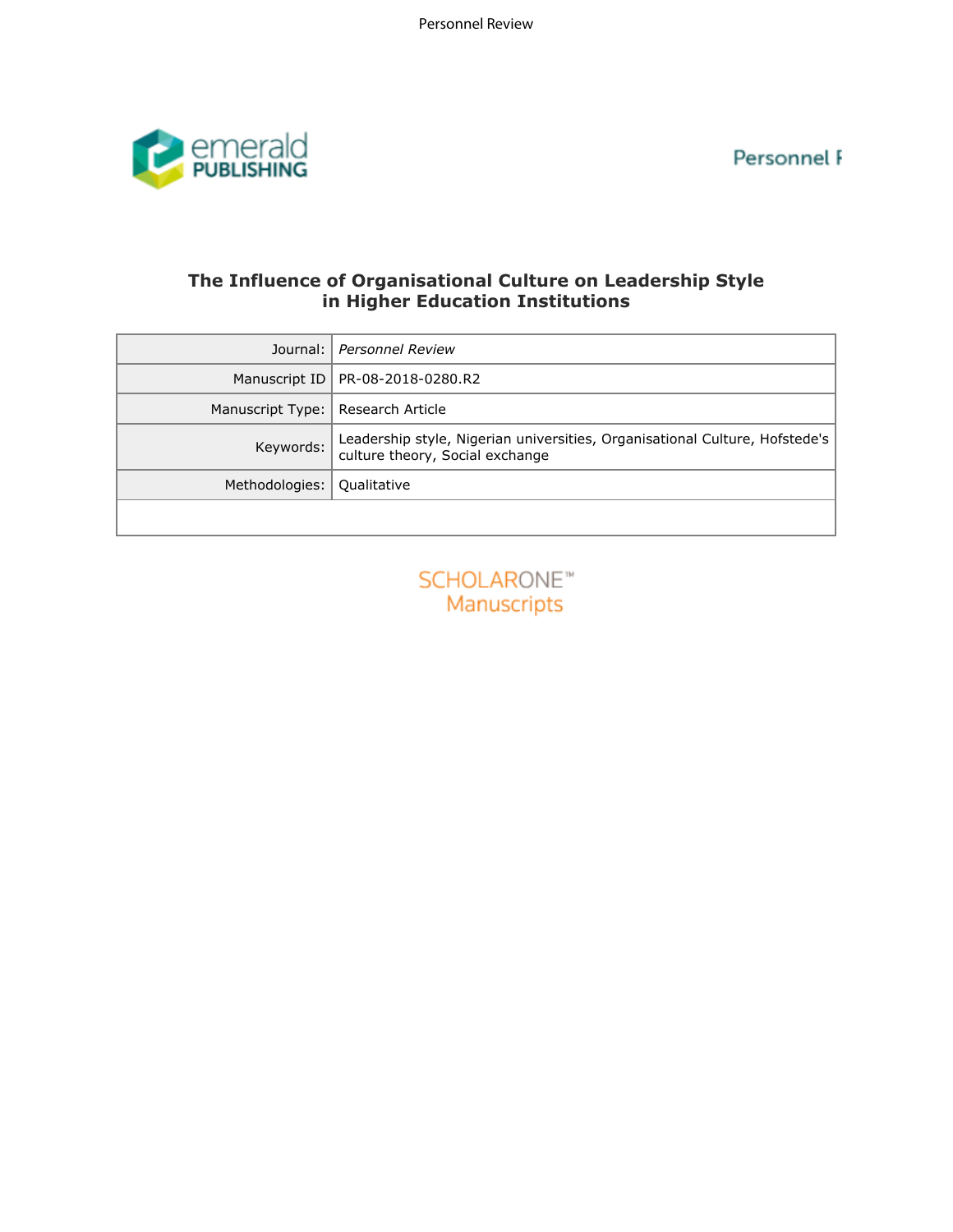# The Influence of Organisational Culture on Leadership Style in Higher Education Institutions

| Journal: | *Personnel Review* |
|---|---|
| Manuscript ID | PR-08-2018-0280.R2 |
| Manuscript Type: | Research Article |
| Keywords: | Leadership style, Nigerian universities, Organisational Culture, Hofstede's culture theory, Social exchange |
| Methodologies: | Qualitative |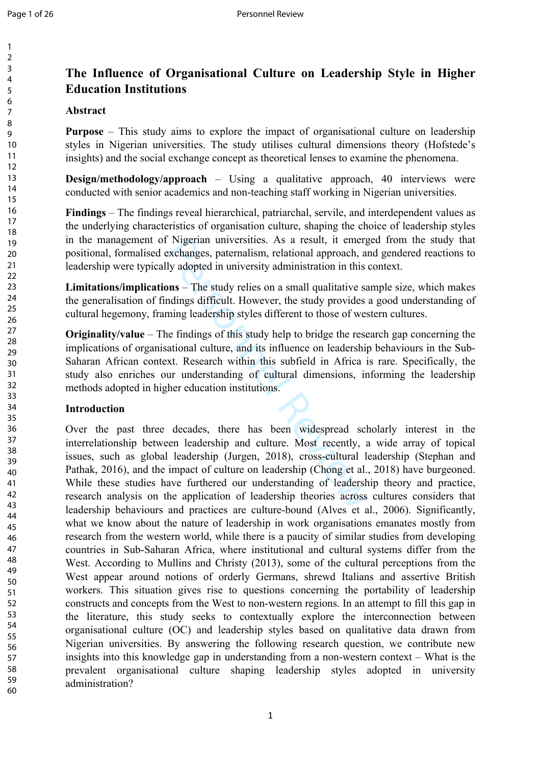# The Influence of Organisational Culture on Leadership Style in Higher Education Institutions

## Abstract

**Purpose** – This study aims to explore the impact of organisational culture on leadership styles in Nigerian universities. The study utilises cultural dimensions theory (Hofstede's insights) and the social exchange concept as theoretical lenses to examine the phenomena.

**Design/methodology/approach** – Using a qualitative approach, 40 interviews were conducted with senior academics and non-teaching staff working in Nigerian universities.

**Findings** – The findings reveal hierarchical, patriarchal, servile, and interdependent values as the underlying characteristics of organisation culture, shaping the choice of leadership styles in the management of Nigerian universities. As a result, it emerged from the study that positional, formalised exchanges, paternalism, relational approach, and gendered reactions to leadership were typically adopted in university administration in this context.

**Limitations/implications** – The study relies on a small qualitative sample size, which makes the generalisation of findings difficult. However, the study provides a good understanding of cultural hegemony, framing leadership styles different to those of western cultures.

**Originality/value** – The findings of this study help to bridge the research gap concerning the implications of organisational culture, and its influence on leadership behaviours in the Sub-Saharan African context. Research within this subfield in Africa is rare. Specifically, the study also enriches our understanding of cultural dimensions, informing the leadership methods adopted in higher education institutions.

## Introduction

Over the past three decades, there has been widespread scholarly interest in the interrelationship between leadership and culture. Most recently, a wide array of topical issues, such as global leadership (Jurgen, 2018), cross-cultural leadership (Stephan and Pathak, 2016), and the impact of culture on leadership (Chong et al., 2018) have burgeoned. While these studies have furthered our understanding of leadership theory and practice, research analysis on the application of leadership theories across cultures considers that leadership behaviours and practices are culture-bound (Alves et al., 2006). Significantly, what we know about the nature of leadership in work organisations emanates mostly from research from the western world, while there is a paucity of similar studies from developing countries in Sub-Saharan Africa, where institutional and cultural systems differ from the West. According to Mullins and Christy (2013), some of the cultural perceptions from the West appear around notions of orderly Germans, shrewd Italians and assertive British workers. This situation gives rise to questions concerning the portability of leadership constructs and concepts from the West to non-western regions. In an attempt to fill this gap in the literature, this study seeks to contextually explore the interconnection between organisational culture (OC) and leadership styles based on qualitative data drawn from Nigerian universities. By answering the following research question, we contribute new insights into this knowledge gap in understanding from a non-western context – What is the prevalent organisational culture shaping leadership styles adopted in university administration?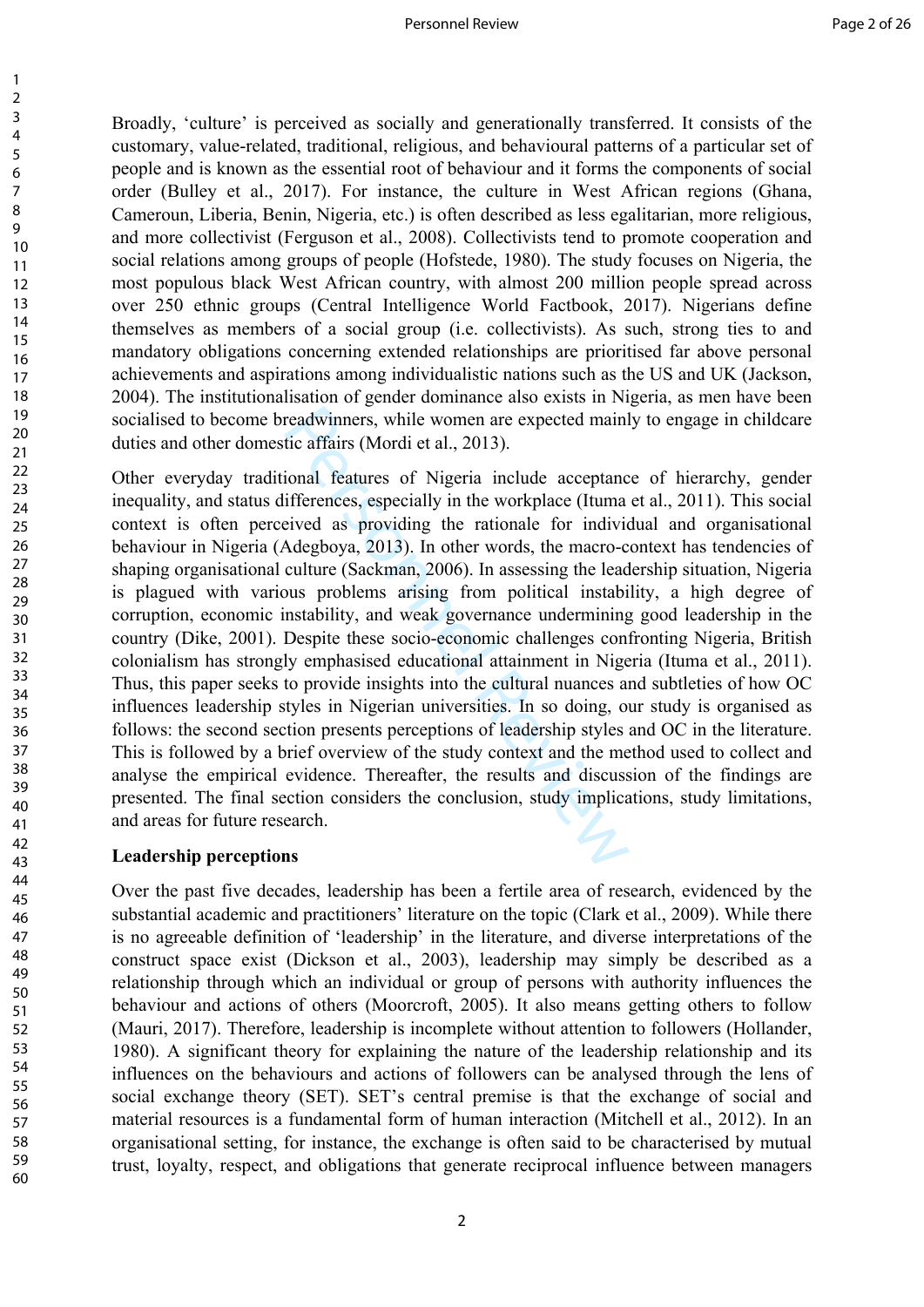Broadly, 'culture' is perceived as socially and generationally transferred. It consists of the customary, value-related, traditional, religious, and behavioural patterns of a particular set of people and is known as the essential root of behaviour and it forms the components of social order (Bulley et al., 2017). For instance, the culture in West African regions (Ghana, Cameroun, Liberia, Benin, Nigeria, etc.) is often described as less egalitarian, more religious, and more collectivist (Ferguson et al., 2008). Collectivists tend to promote cooperation and social relations among groups of people (Hofstede, 1980). The study focuses on Nigeria, the most populous black West African country, with almost 200 million people spread across over 250 ethnic groups (Central Intelligence World Factbook, 2017). Nigerians define themselves as members of a social group (i.e. collectivists). As such, strong ties to and mandatory obligations concerning extended relationships are prioritised far above personal achievements and aspirations among individualistic nations such as the US and UK (Jackson, 2004). The institutionalisation of gender dominance also exists in Nigeria, as men have been socialised to become breadwinners, while women are expected mainly to engage in childcare duties and other domestic affairs (Mordi et al., 2013).

Other everyday traditional features of Nigeria include acceptance of hierarchy, gender inequality, and status differences, especially in the workplace (Ituma et al., 2011). This social context is often perceived as providing the rationale for individual and organisational behaviour in Nigeria (Adegboya, 2013). In other words, the macro-context has tendencies of shaping organisational culture (Sackman, 2006). In assessing the leadership situation, Nigeria is plagued with various problems arising from political instability, a high degree of corruption, economic instability, and weak governance undermining good leadership in the country (Dike, 2001). Despite these socio-economic challenges confronting Nigeria, British colonialism has strongly emphasised educational attainment in Nigeria (Ituma et al., 2011). Thus, this paper seeks to provide insights into the cultural nuances and subtleties of how OC influences leadership styles in Nigerian universities. In so doing, our study is organised as follows: the second section presents perceptions of leadership styles and OC in the literature. This is followed by a brief overview of the study context and the method used to collect and analyse the empirical evidence. Thereafter, the results and discussion of the findings are presented. The final section considers the conclusion, study implications, study limitations, and areas for future research.

## Leadership perceptions

Over the past five decades, leadership has been a fertile area of research, evidenced by the substantial academic and practitioners' literature on the topic (Clark et al., 2009). While there is no agreeable definition of 'leadership' in the literature, and diverse interpretations of the construct space exist (Dickson et al., 2003), leadership may simply be described as a relationship through which an individual or group of persons with authority influences the behaviour and actions of others (Moorcroft, 2005). It also means getting others to follow (Mauri, 2017). Therefore, leadership is incomplete without attention to followers (Hollander, 1980). A significant theory for explaining the nature of the leadership relationship and its influences on the behaviours and actions of followers can be analysed through the lens of social exchange theory (SET). SET's central premise is that the exchange of social and material resources is a fundamental form of human interaction (Mitchell et al., 2012). In an organisational setting, for instance, the exchange is often said to be characterised by mutual trust, loyalty, respect, and obligations that generate reciprocal influence between managers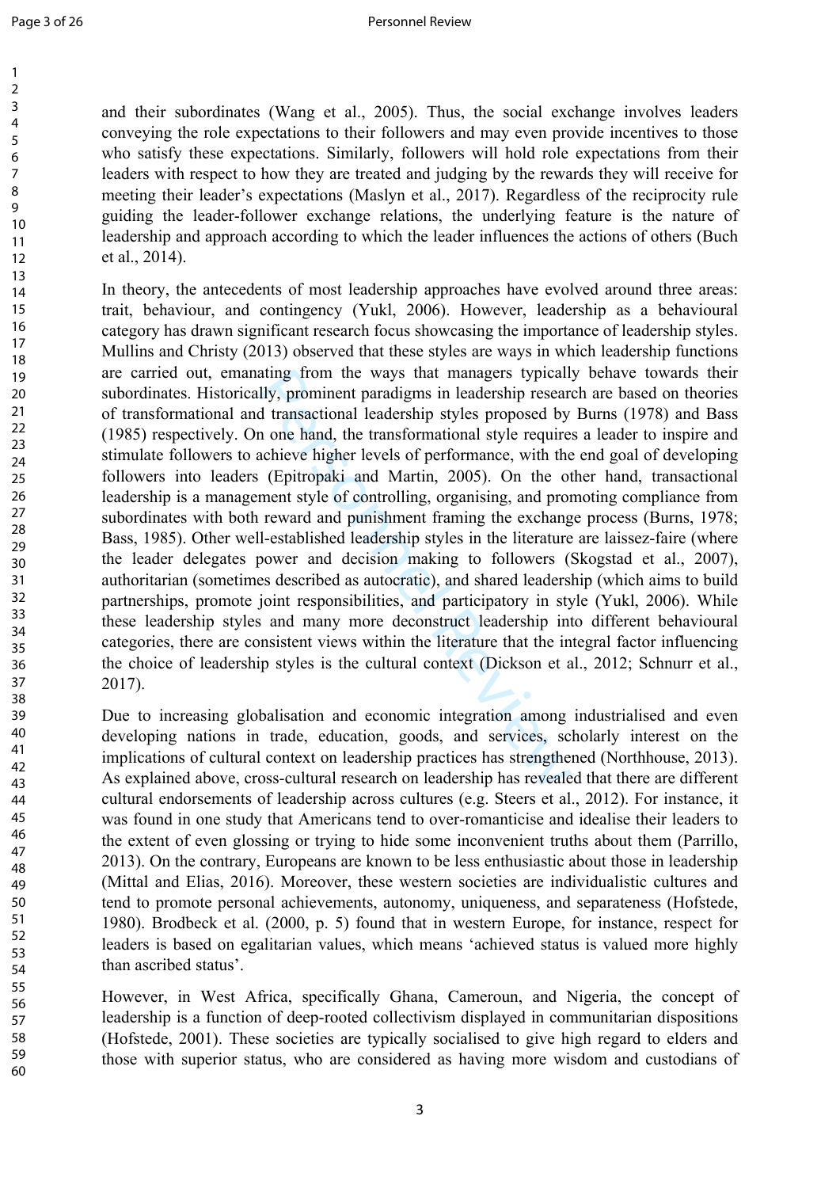and their subordinates (Wang et al., 2005). Thus, the social exchange involves leaders conveying the role expectations to their followers and may even provide incentives to those who satisfy these expectations. Similarly, followers will hold role expectations from their leaders with respect to how they are treated and judging by the rewards they will receive for meeting their leader's expectations (Maslyn et al., 2017). Regardless of the reciprocity rule guiding the leader-follower exchange relations, the underlying feature is the nature of leadership and approach according to which the leader influences the actions of others (Buch et al., 2014).

In theory, the antecedents of most leadership approaches have evolved around three areas: trait, behaviour, and contingency (Yukl, 2006). However, leadership as a behavioural category has drawn significant research focus showcasing the importance of leadership styles. Mullins and Christy (2013) observed that these styles are ways in which leadership functions are carried out, emanating from the ways that managers typically behave towards their subordinates. Historically, prominent paradigms in leadership research are based on theories of transformational and transactional leadership styles proposed by Burns (1978) and Bass (1985) respectively. On one hand, the transformational style requires a leader to inspire and stimulate followers to achieve higher levels of performance, with the end goal of developing followers into leaders (Epitropaki and Martin, 2005). On the other hand, transactional leadership is a management style of controlling, organising, and promoting compliance from subordinates with both reward and punishment framing the exchange process (Burns, 1978; Bass, 1985). Other well-established leadership styles in the literature are laissez-faire (where the leader delegates power and decision making to followers (Skogstad et al., 2007), authoritarian (sometimes described as autocratic), and shared leadership (which aims to build partnerships, promote joint responsibilities, and participatory in style (Yukl, 2006). While these leadership styles and many more deconstruct leadership into different behavioural categories, there are consistent views within the literature that the integral factor influencing the choice of leadership styles is the cultural context (Dickson et al., 2012; Schnurr et al., 2017).

Due to increasing globalisation and economic integration among industrialised and even developing nations in trade, education, goods, and services, scholarly interest on the implications of cultural context on leadership practices has strengthened (Northhouse, 2013). As explained above, cross-cultural research on leadership has revealed that there are different cultural endorsements of leadership across cultures (e.g. Steers et al., 2012). For instance, it was found in one study that Americans tend to over-romanticise and idealise their leaders to the extent of even glossing or trying to hide some inconvenient truths about them (Parrillo, 2013). On the contrary, Europeans are known to be less enthusiastic about those in leadership (Mittal and Elias, 2016). Moreover, these western societies are individualistic cultures and tend to promote personal achievements, autonomy, uniqueness, and separateness (Hofstede, 1980). Brodbeck et al. (2000, p. 5) found that in western Europe, for instance, respect for leaders is based on egalitarian values, which means 'achieved status is valued more highly than ascribed status'.

However, in West Africa, specifically Ghana, Cameroun, and Nigeria, the concept of leadership is a function of deep-rooted collectivism displayed in communitarian dispositions (Hofstede, 2001). These societies are typically socialised to give high regard to elders and those with superior status, who are considered as having more wisdom and custodians of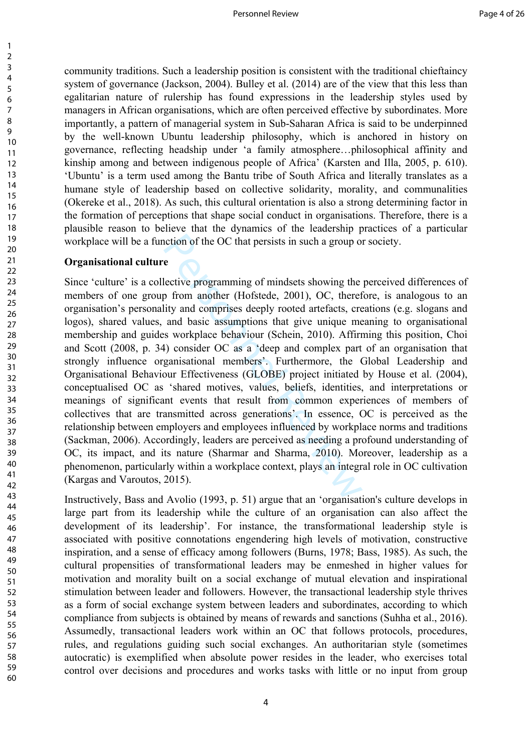community traditions. Such a leadership position is consistent with the traditional chieftaincy system of governance (Jackson, 2004). Bulley et al. (2014) are of the view that this less than egalitarian nature of rulership has found expressions in the leadership styles used by managers in African organisations, which are often perceived effective by subordinates. More importantly, a pattern of managerial system in Sub-Saharan Africa is said to be underpinned by the well-known Ubuntu leadership philosophy, which is anchored in history on governance, reflecting headship under 'a family atmosphere…philosophical affinity and kinship among and between indigenous people of Africa' (Karsten and Illa, 2005, p. 610). 'Ubuntu' is a term used among the Bantu tribe of South Africa and literally translates as a humane style of leadership based on collective solidarity, morality, and communalities (Okereke et al., 2018). As such, this cultural orientation is also a strong determining factor in the formation of perceptions that shape social conduct in organisations. Therefore, there is a plausible reason to believe that the dynamics of the leadership practices of a particular workplace will be a function of the OC that persists in such a group or society.

## Organisational culture

Since 'culture' is a collective programming of mindsets showing the perceived differences of members of one group from another (Hofstede, 2001), OC, therefore, is analogous to an organisation's personality and comprises deeply rooted artefacts, creations (e.g. slogans and logos), shared values, and basic assumptions that give unique meaning to organisational membership and guides workplace behaviour (Schein, 2010). Affirming this position, Choi and Scott (2008, p. 34) consider OC as a 'deep and complex part of an organisation that strongly influence organisational members'. Furthermore, the Global Leadership and Organisational Behaviour Effectiveness (GLOBE) project initiated by House et al. (2004), conceptualised OC as 'shared motives, values, beliefs, identities, and interpretations or meanings of significant events that result from common experiences of members of collectives that are transmitted across generations'. In essence, OC is perceived as the relationship between employers and employees influenced by workplace norms and traditions (Sackman, 2006). Accordingly, leaders are perceived as needing a profound understanding of OC, its impact, and its nature (Sharmar and Sharma, 2010). Moreover, leadership as a phenomenon, particularly within a workplace context, plays an integral role in OC cultivation (Kargas and Varoutos, 2015).

Instructively, Bass and Avolio (1993, p. 51) argue that an 'organisation's culture develops in large part from its leadership while the culture of an organisation can also affect the development of its leadership'. For instance, the transformational leadership style is associated with positive connotations engendering high levels of motivation, constructive inspiration, and a sense of efficacy among followers (Burns, 1978; Bass, 1985). As such, the cultural propensities of transformational leaders may be enmeshed in higher values for motivation and morality built on a social exchange of mutual elevation and inspirational stimulation between leader and followers. However, the transactional leadership style thrives as a form of social exchange system between leaders and subordinates, according to which compliance from subjects is obtained by means of rewards and sanctions (Suhha et al., 2016). Assumedly, transactional leaders work within an OC that follows protocols, procedures, rules, and regulations guiding such social exchanges. An authoritarian style (sometimes autocratic) is exemplified when absolute power resides in the leader, who exercises total control over decisions and procedures and works tasks with little or no input from group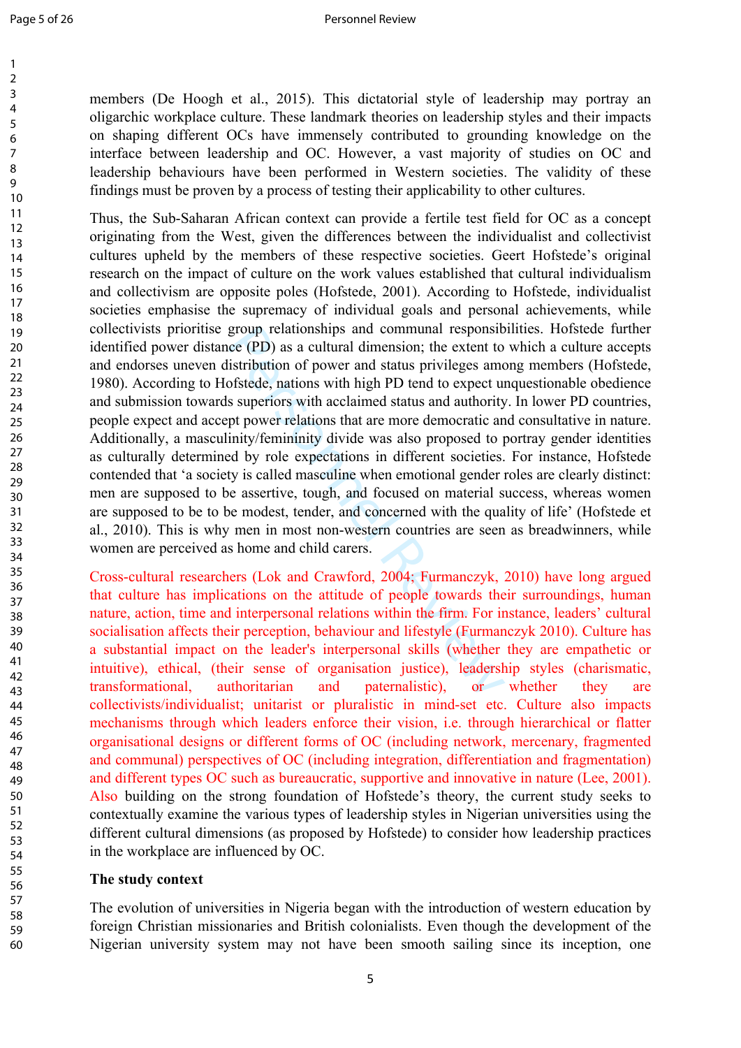members (De Hoogh et al., 2015). This dictatorial style of leadership may portray an oligarchic workplace culture. These landmark theories on leadership styles and their impacts on shaping different OCs have immensely contributed to grounding knowledge on the interface between leadership and OC. However, a vast majority of studies on OC and leadership behaviours have been performed in Western societies. The validity of these findings must be proven by a process of testing their applicability to other cultures.

Thus, the Sub-Saharan African context can provide a fertile test field for OC as a concept originating from the West, given the differences between the individualist and collectivist cultures upheld by the members of these respective societies. Geert Hofstede's original research on the impact of culture on the work values established that cultural individualism and collectivism are opposite poles (Hofstede, 2001). According to Hofstede, individualist societies emphasise the supremacy of individual goals and personal achievements, while collectivists prioritise group relationships and communal responsibilities. Hofstede further identified power distance (PD) as a cultural dimension; the extent to which a culture accepts and endorses uneven distribution of power and status privileges among members (Hofstede, 1980). According to Hofstede, nations with high PD tend to expect unquestionable obedience and submission towards superiors with acclaimed status and authority. In lower PD countries, people expect and accept power relations that are more democratic and consultative in nature. Additionally, a masculinity/femininity divide was also proposed to portray gender identities as culturally determined by role expectations in different societies. For instance, Hofstede contended that 'a society is called masculine when emotional gender roles are clearly distinct: men are supposed to be assertive, tough, and focused on material success, whereas women are supposed to be to be modest, tender, and concerned with the quality of life' (Hofstede et al., 2010). This is why men in most non-western countries are seen as breadwinners, while women are perceived as home and child carers.

Cross-cultural researchers (Lok and Crawford, 2004; Furmanczyk, 2010) have long argued that culture has implications on the attitude of people towards their surroundings, human nature, action, time and interpersonal relations within the firm. For instance, leaders' cultural socialisation affects their perception, behaviour and lifestyle (Furmanczyk 2010). Culture has a substantial impact on the leader's interpersonal skills (whether they are empathetic or intuitive), ethical, (their sense of organisation justice), leadership styles (charismatic, transformational, authoritarian and paternalistic), or whether they are collectivists/individualist; unitarist or pluralistic in mind-set etc. Culture also impacts mechanisms through which leaders enforce their vision, i.e. through hierarchical or flatter organisational designs or different forms of OC (including network, mercenary, fragmented and communal) perspectives of OC (including integration, differentiation and fragmentation) and different types OC such as bureaucratic, supportive and innovative in nature (Lee, 2001). Also building on the strong foundation of Hofstede's theory, the current study seeks to contextually examine the various types of leadership styles in Nigerian universities using the different cultural dimensions (as proposed by Hofstede) to consider how leadership practices in the workplace are influenced by OC.

**The study context**

The evolution of universities in Nigeria began with the introduction of western education by foreign Christian missionaries and British colonialists. Even though the development of the Nigerian university system may not have been smooth sailing since its inception, one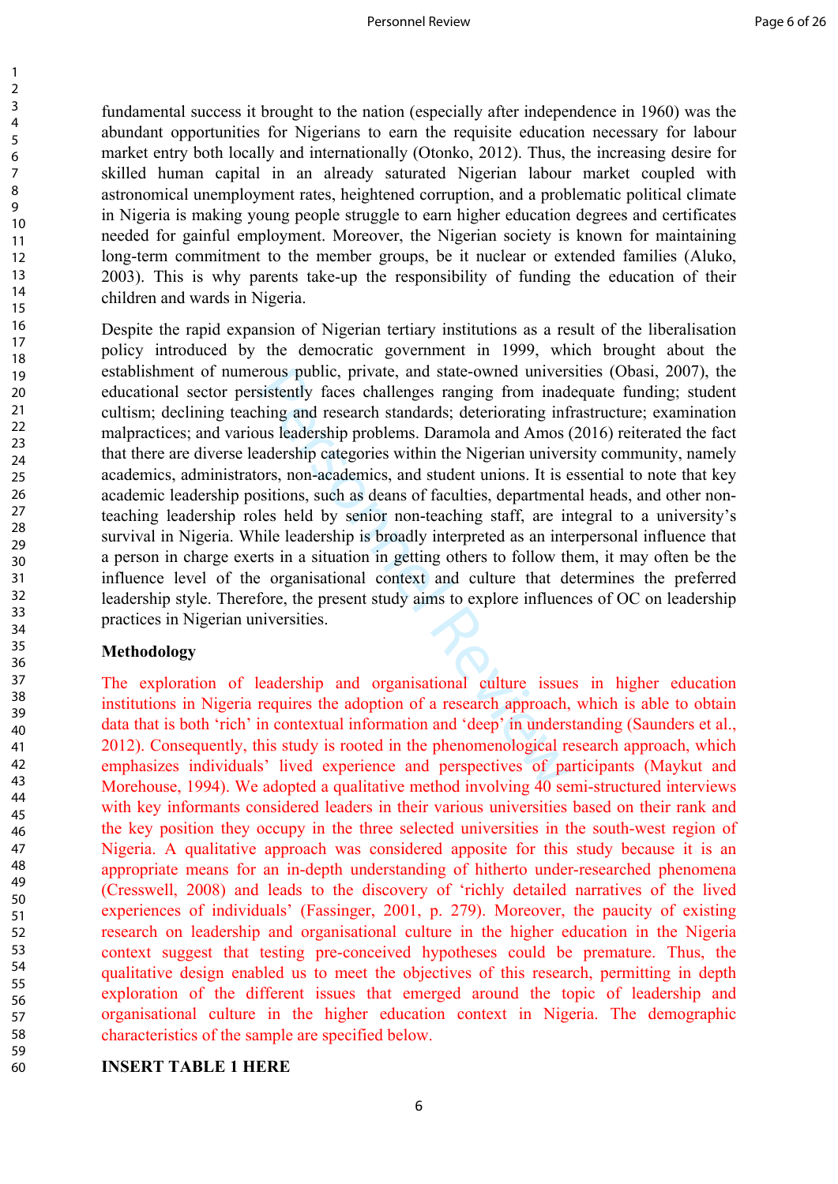fundamental success it brought to the nation (especially after independence in 1960) was the abundant opportunities for Nigerians to earn the requisite education necessary for labour market entry both locally and internationally (Otonko, 2012). Thus, the increasing desire for skilled human capital in an already saturated Nigerian labour market coupled with astronomical unemployment rates, heightened corruption, and a problematic political climate in Nigeria is making young people struggle to earn higher education degrees and certificates needed for gainful employment. Moreover, the Nigerian society is known for maintaining long-term commitment to the member groups, be it nuclear or extended families (Aluko, 2003). This is why parents take-up the responsibility of funding the education of their children and wards in Nigeria.

Despite the rapid expansion of Nigerian tertiary institutions as a result of the liberalisation policy introduced by the democratic government in 1999, which brought about the establishment of numerous public, private, and state-owned universities (Obasi, 2007), the educational sector persistently faces challenges ranging from inadequate funding; student cultism; declining teaching and research standards; deteriorating infrastructure; examination malpractices; and various leadership problems. Daramola and Amos (2016) reiterated the fact that there are diverse leadership categories within the Nigerian university community, namely academics, administrators, non-academics, and student unions. It is essential to note that key academic leadership positions, such as deans of faculties, departmental heads, and other non-teaching leadership roles held by senior non-teaching staff, are integral to a university's survival in Nigeria. While leadership is broadly interpreted as an interpersonal influence that a person in charge exerts in a situation in getting others to follow them, it may often be the influence level of the organisational context and culture that determines the preferred leadership style. Therefore, the present study aims to explore influences of OC on leadership practices in Nigerian universities.

## Methodology

The exploration of leadership and organisational culture issues in higher education institutions in Nigeria requires the adoption of a research approach, which is able to obtain data that is both 'rich' in contextual information and 'deep' in understanding (Saunders et al., 2012). Consequently, this study is rooted in the phenomenological research approach, which emphasizes individuals' lived experience and perspectives of participants (Maykut and Morehouse, 1994). We adopted a qualitative method involving 40 semi-structured interviews with key informants considered leaders in their various universities based on their rank and the key position they occupy in the three selected universities in the south-west region of Nigeria. A qualitative approach was considered apposite for this study because it is an appropriate means for an in-depth understanding of hitherto under-researched phenomena (Cresswell, 2008) and leads to the discovery of 'richly detailed narratives of the lived experiences of individuals' (Fassinger, 2001, p. 279). Moreover, the paucity of existing research on leadership and organisational culture in the higher education in the Nigeria context suggest that testing pre-conceived hypotheses could be premature. Thus, the qualitative design enabled us to meet the objectives of this research, permitting in depth exploration of the different issues that emerged around the topic of leadership and organisational culture in the higher education context in Nigeria. The demographic characteristics of the sample are specified below.

**INSERT TABLE 1 HERE**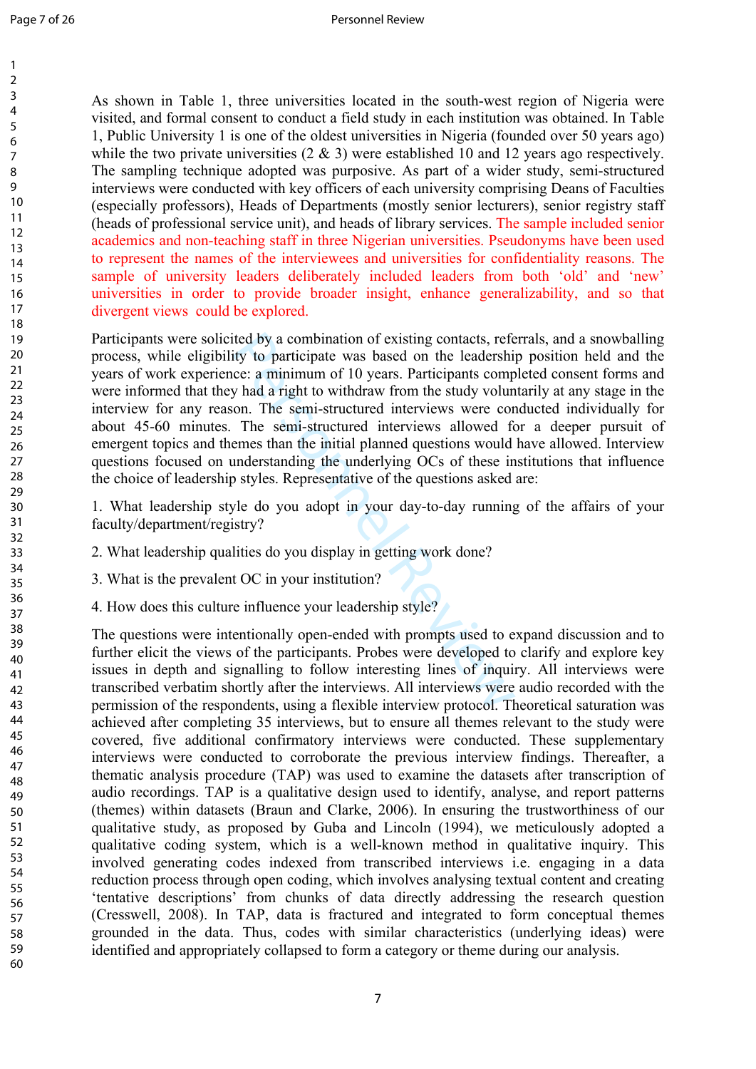As shown in Table 1, three universities located in the south-west region of Nigeria were visited, and formal consent to conduct a field study in each institution was obtained. In Table 1, Public University 1 is one of the oldest universities in Nigeria (founded over 50 years ago) while the two private universities (2 & 3) were established 10 and 12 years ago respectively. The sampling technique adopted was purposive. As part of a wider study, semi-structured interviews were conducted with key officers of each university comprising Deans of Faculties (especially professors), Heads of Departments (mostly senior lecturers), senior registry staff (heads of professional service unit), and heads of library services. The sample included senior academics and non-teaching staff in three Nigerian universities. Pseudonyms have been used to represent the names of the interviewees and universities for confidentiality reasons. The sample of university leaders deliberately included leaders from both 'old' and 'new' universities in order to provide broader insight, enhance generalizability, and so that divergent views could be explored.

Participants were solicited by a combination of existing contacts, referrals, and a snowballing process, while eligibility to participate was based on the leadership position held and the years of work experience: a minimum of 10 years. Participants completed consent forms and were informed that they had a right to withdraw from the study voluntarily at any stage in the interview for any reason. The semi-structured interviews were conducted individually for about 45-60 minutes. The semi-structured interviews allowed for a deeper pursuit of emergent topics and themes than the initial planned questions would have allowed. Interview questions focused on understanding the underlying OCs of these institutions that influence the choice of leadership styles. Representative of the questions asked are:

1. What leadership style do you adopt in your day-to-day running of the affairs of your faculty/department/registry?

2. What leadership qualities do you display in getting work done?

3. What is the prevalent OC in your institution?

4. How does this culture influence your leadership style?

The questions were intentionally open-ended with prompts used to expand discussion and to further elicit the views of the participants. Probes were developed to clarify and explore key issues in depth and signalling to follow interesting lines of inquiry. All interviews were transcribed verbatim shortly after the interviews. All interviews were audio recorded with the permission of the respondents, using a flexible interview protocol. Theoretical saturation was achieved after completing 35 interviews, but to ensure all themes relevant to the study were covered, five additional confirmatory interviews were conducted. These supplementary interviews were conducted to corroborate the previous interview findings. Thereafter, a thematic analysis procedure (TAP) was used to examine the datasets after transcription of audio recordings. TAP is a qualitative design used to identify, analyse, and report patterns (themes) within datasets (Braun and Clarke, 2006). In ensuring the trustworthiness of our qualitative study, as proposed by Guba and Lincoln (1994), we meticulously adopted a qualitative coding system, which is a well-known method in qualitative inquiry. This involved generating codes indexed from transcribed interviews i.e. engaging in a data reduction process through open coding, which involves analysing textual content and creating 'tentative descriptions' from chunks of data directly addressing the research question (Cresswell, 2008). In TAP, data is fractured and integrated to form conceptual themes grounded in the data. Thus, codes with similar characteristics (underlying ideas) were identified and appropriately collapsed to form a category or theme during our analysis.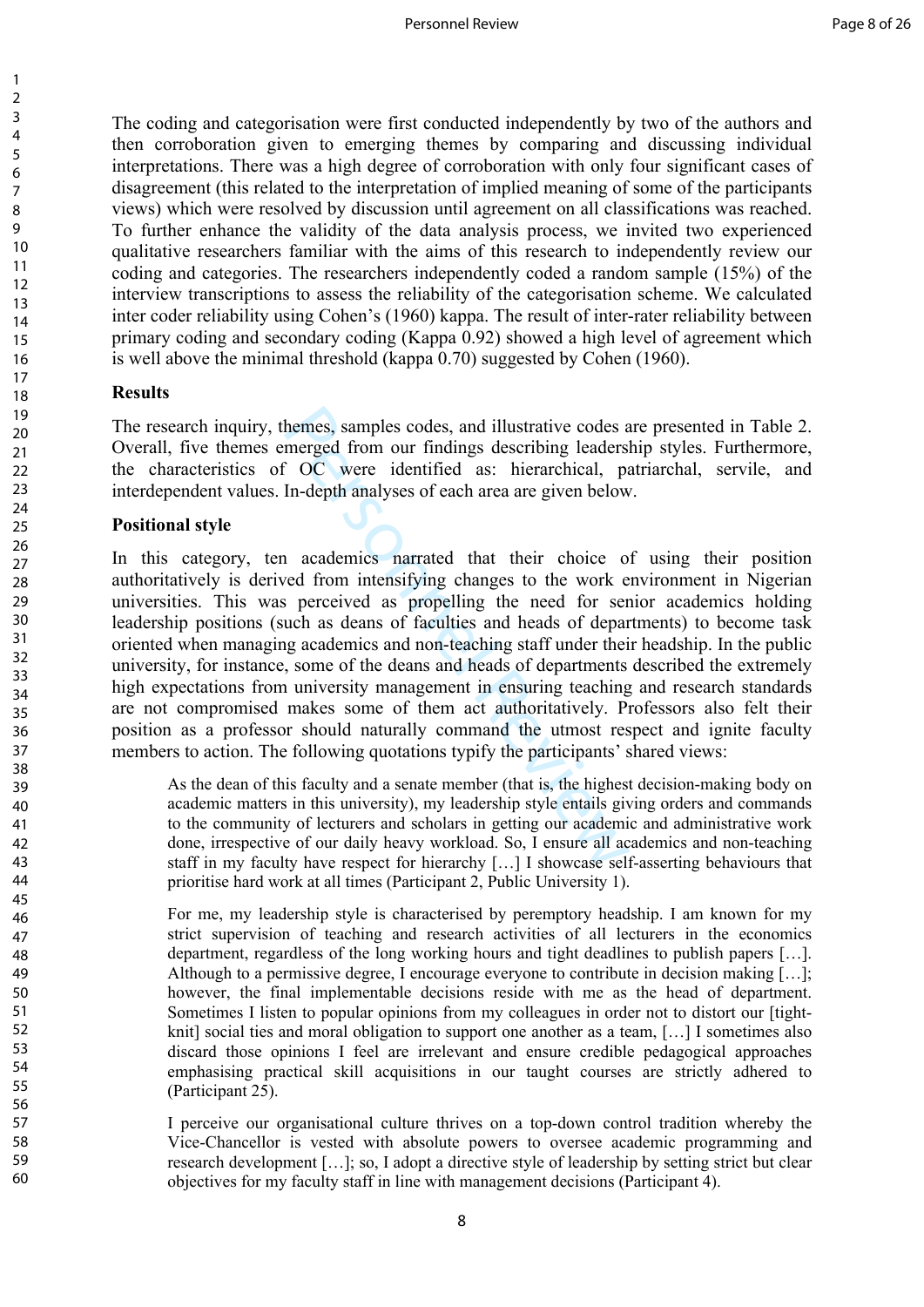The coding and categorisation were first conducted independently by two of the authors and then corroboration given to emerging themes by comparing and discussing individual interpretations. There was a high degree of corroboration with only four significant cases of disagreement (this related to the interpretation of implied meaning of some of the participants views) which were resolved by discussion until agreement on all classifications was reached. To further enhance the validity of the data analysis process, we invited two experienced qualitative researchers familiar with the aims of this research to independently review our coding and categories. The researchers independently coded a random sample (15%) of the interview transcriptions to assess the reliability of the categorisation scheme. We calculated inter coder reliability using Cohen's (1960) kappa. The result of inter-rater reliability between primary coding and secondary coding (Kappa 0.92) showed a high level of agreement which is well above the minimal threshold (kappa 0.70) suggested by Cohen (1960).

## Results

The research inquiry, themes, samples codes, and illustrative codes are presented in Table 2. Overall, five themes emerged from our findings describing leadership styles. Furthermore, the characteristics of OC were identified as: hierarchical, patriarchal, servile, and interdependent values. In-depth analyses of each area are given below.

### Positional style

In this category, ten academics narrated that their choice of using their position authoritatively is derived from intensifying changes to the work environment in Nigerian universities. This was perceived as propelling the need for senior academics holding leadership positions (such as deans of faculties and heads of departments) to become task oriented when managing academics and non-teaching staff under their headship. In the public university, for instance, some of the deans and heads of departments described the extremely high expectations from university management in ensuring teaching and research standards are not compromised makes some of them act authoritatively. Professors also felt their position as a professor should naturally command the utmost respect and ignite faculty members to action. The following quotations typify the participants' shared views:

> As the dean of this faculty and a senate member (that is, the highest decision-making body on academic matters in this university), my leadership style entails giving orders and commands to the community of lecturers and scholars in getting our academic and administrative work done, irrespective of our daily heavy workload. So, I ensure all academics and non-teaching staff in my faculty have respect for hierarchy […] I showcase self-asserting behaviours that prioritise hard work at all times (Participant 2, Public University 1).

> For me, my leadership style is characterised by peremptory headship. I am known for my strict supervision of teaching and research activities of all lecturers in the economics department, regardless of the long working hours and tight deadlines to publish papers […]. Although to a permissive degree, I encourage everyone to contribute in decision making […]; however, the final implementable decisions reside with me as the head of department. Sometimes I listen to popular opinions from my colleagues in order not to distort our [tight-knit] social ties and moral obligation to support one another as a team, […] I sometimes also discard those opinions I feel are irrelevant and ensure credible pedagogical approaches emphasising practical skill acquisitions in our taught courses are strictly adhered to (Participant 25).

> I perceive our organisational culture thrives on a top-down control tradition whereby the Vice-Chancellor is vested with absolute powers to oversee academic programming and research development […]; so, I adopt a directive style of leadership by setting strict but clear objectives for my faculty staff in line with management decisions (Participant 4).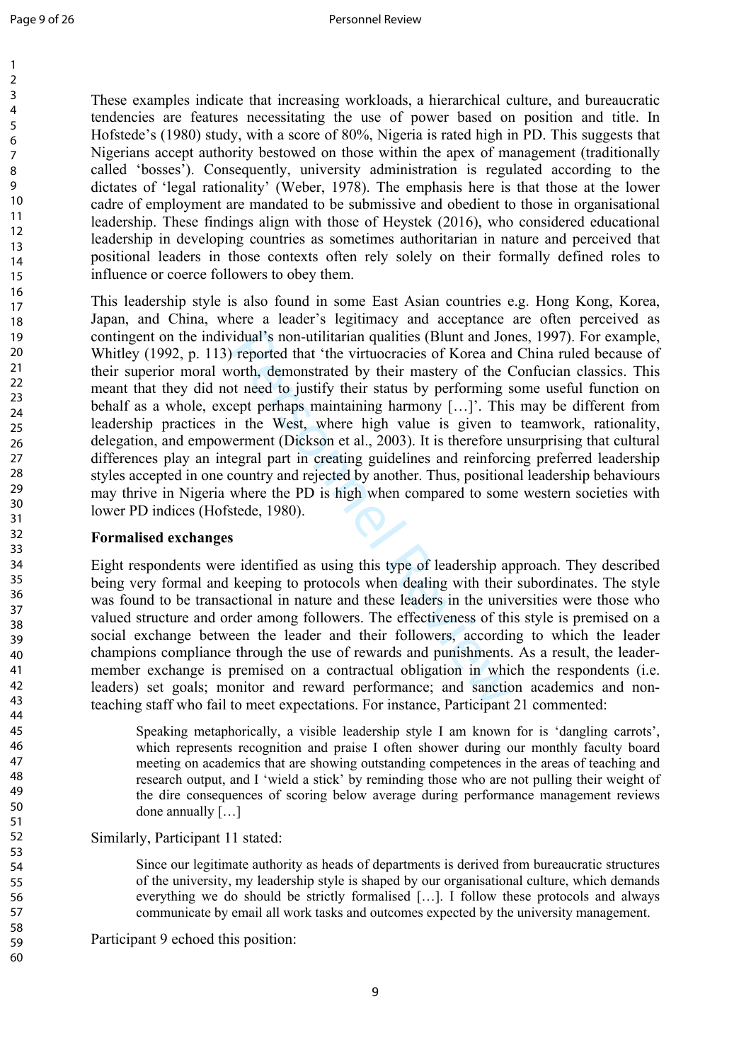These examples indicate that increasing workloads, a hierarchical culture, and bureaucratic tendencies are features necessitating the use of power based on position and title. In Hofstede's (1980) study, with a score of 80%, Nigeria is rated high in PD. This suggests that Nigerians accept authority bestowed on those within the apex of management (traditionally called 'bosses'). Consequently, university administration is regulated according to the dictates of 'legal rationality' (Weber, 1978). The emphasis here is that those at the lower cadre of employment are mandated to be submissive and obedient to those in organisational leadership. These findings align with those of Heystek (2016), who considered educational leadership in developing countries as sometimes authoritarian in nature and perceived that positional leaders in those contexts often rely solely on their formally defined roles to influence or coerce followers to obey them.

This leadership style is also found in some East Asian countries e.g. Hong Kong, Korea, Japan, and China, where a leader's legitimacy and acceptance are often perceived as contingent on the individual's non-utilitarian qualities (Blunt and Jones, 1997). For example, Whitley (1992, p. 113) reported that 'the virtuocracies of Korea and China ruled because of their superior moral worth, demonstrated by their mastery of the Confucian classics. This meant that they did not need to justify their status by performing some useful function on behalf as a whole, except perhaps maintaining harmony […]'. This may be different from leadership practices in the West, where high value is given to teamwork, rationality, delegation, and empowerment (Dickson et al., 2003). It is therefore unsurprising that cultural differences play an integral part in creating guidelines and reinforcing preferred leadership styles accepted in one country and rejected by another. Thus, positional leadership behaviours may thrive in Nigeria where the PD is high when compared to some western societies with lower PD indices (Hofstede, 1980).

**Formalised exchanges**

Eight respondents were identified as using this type of leadership approach. They described being very formal and keeping to protocols when dealing with their subordinates. The style was found to be transactional in nature and these leaders in the universities were those who valued structure and order among followers. The effectiveness of this style is premised on a social exchange between the leader and their followers, according to which the leader champions compliance through the use of rewards and punishments. As a result, the leader-member exchange is premised on a contractual obligation in which the respondents (i.e. leaders) set goals; monitor and reward performance; and sanction academics and non-teaching staff who fail to meet expectations. For instance, Participant 21 commented:

> Speaking metaphorically, a visible leadership style I am known for is 'dangling carrots', which represents recognition and praise I often shower during our monthly faculty board meeting on academics that are showing outstanding competences in the areas of teaching and research output, and I 'wield a stick' by reminding those who are not pulling their weight of the dire consequences of scoring below average during performance management reviews done annually […]

Similarly, Participant 11 stated:

> Since our legitimate authority as heads of departments is derived from bureaucratic structures of the university, my leadership style is shaped by our organisational culture, which demands everything we do should be strictly formalised […]. I follow these protocols and always communicate by email all work tasks and outcomes expected by the university management.

Participant 9 echoed this position: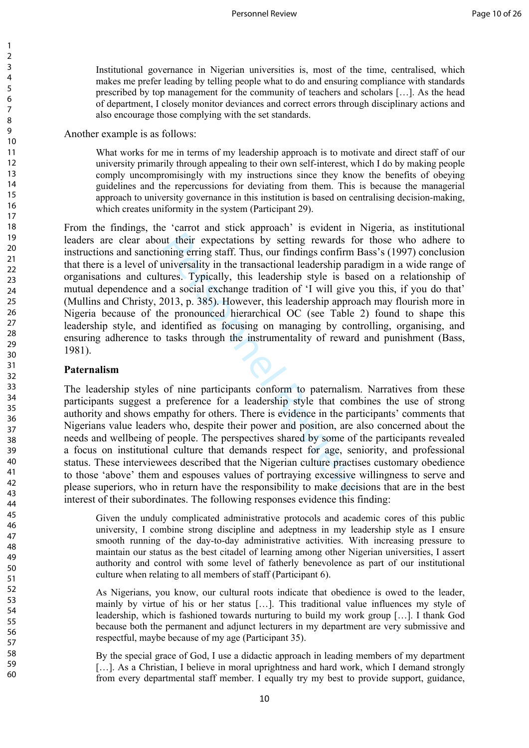> Institutional governance in Nigerian universities is, most of the time, centralised, which makes me prefer leading by telling people what to do and ensuring compliance with standards prescribed by top management for the community of teachers and scholars […]. As the head of department, I closely monitor deviances and correct errors through disciplinary actions and also encourage those complying with the set standards.

Another example is as follows:

> What works for me in terms of my leadership approach is to motivate and direct staff of our university primarily through appealing to their own self-interest, which I do by making people comply uncompromisingly with my instructions since they know the benefits of obeying guidelines and the repercussions for deviating from them. This is because the managerial approach to university governance in this institution is based on centralising decision-making, which creates uniformity in the system (Participant 29).

From the findings, the 'carrot and stick approach' is evident in Nigeria, as institutional leaders are clear about their expectations by setting rewards for those who adhere to instructions and sanctioning erring staff. Thus, our findings confirm Bass's (1997) conclusion that there is a level of universality in the transactional leadership paradigm in a wide range of organisations and cultures. Typically, this leadership style is based on a relationship of mutual dependence and a social exchange tradition of 'I will give you this, if you do that' (Mullins and Christy, 2013, p. 385). However, this leadership approach may flourish more in Nigeria because of the pronounced hierarchical OC (see Table 2) found to shape this leadership style, and identified as focusing on managing by controlling, organising, and ensuring adherence to tasks through the instrumentality of reward and punishment (Bass, 1981).

**Paternalism**

The leadership styles of nine participants conform to paternalism. Narratives from these participants suggest a preference for a leadership style that combines the use of strong authority and shows empathy for others. There is evidence in the participants' comments that Nigerians value leaders who, despite their power and position, are also concerned about the needs and wellbeing of people. The perspectives shared by some of the participants revealed a focus on institutional culture that demands respect for age, seniority, and professional status. These interviewees described that the Nigerian culture practises customary obedience to those 'above' them and espouses values of portraying excessive willingness to serve and please superiors, who in return have the responsibility to make decisions that are in the best interest of their subordinates. The following responses evidence this finding:

> Given the unduly complicated administrative protocols and academic cores of this public university, I combine strong discipline and adeptness in my leadership style as I ensure smooth running of the day-to-day administrative activities. With increasing pressure to maintain our status as the best citadel of learning among other Nigerian universities, I assert authority and control with some level of fatherly benevolence as part of our institutional culture when relating to all members of staff (Participant 6).

> As Nigerians, you know, our cultural roots indicate that obedience is owed to the leader, mainly by virtue of his or her status […]. This traditional value influences my style of leadership, which is fashioned towards nurturing to build my work group […]. I thank God because both the permanent and adjunct lecturers in my department are very submissive and respectful, maybe because of my age (Participant 35).

> By the special grace of God, I use a didactic approach in leading members of my department […]. As a Christian, I believe in moral uprightness and hard work, which I demand strongly from every departmental staff member. I equally try my best to provide support, guidance,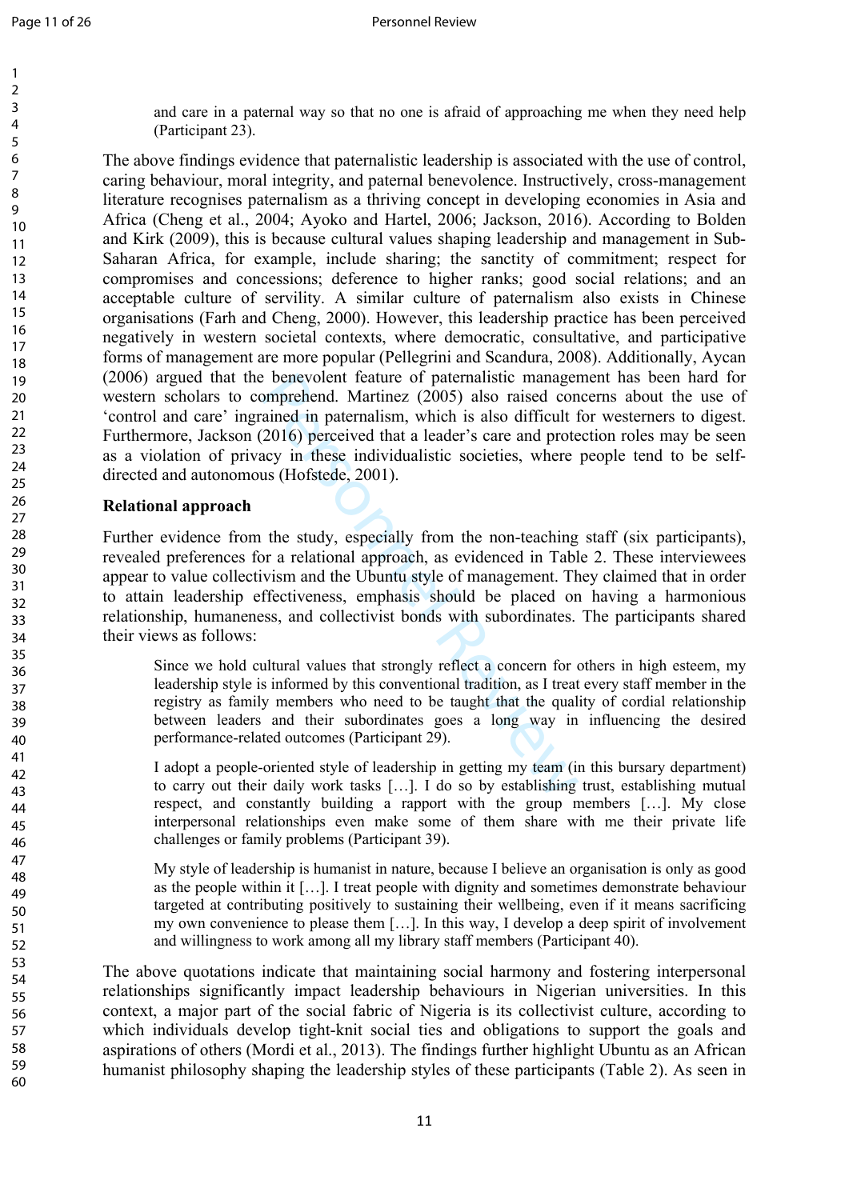> and care in a paternal way so that no one is afraid of approaching me when they need help (Participant 23).

The above findings evidence that paternalistic leadership is associated with the use of control, caring behaviour, moral integrity, and paternal benevolence. Instructively, cross-management literature recognises paternalism as a thriving concept in developing economies in Asia and Africa (Cheng et al., 2004; Ayoko and Hartel, 2006; Jackson, 2016). According to Bolden and Kirk (2009), this is because cultural values shaping leadership and management in Sub-Saharan Africa, for example, include sharing; the sanctity of commitment; respect for compromises and concessions; deference to higher ranks; good social relations; and an acceptable culture of servility. A similar culture of paternalism also exists in Chinese organisations (Farh and Cheng, 2000). However, this leadership practice has been perceived negatively in western societal contexts, where democratic, consultative, and participative forms of management are more popular (Pellegrini and Scandura, 2008). Additionally, Aycan (2006) argued that the benevolent feature of paternalistic management has been hard for western scholars to comprehend. Martinez (2005) also raised concerns about the use of 'control and care' ingrained in paternalism, which is also difficult for westerners to digest. Furthermore, Jackson (2016) perceived that a leader's care and protection roles may be seen as a violation of privacy in these individualistic societies, where people tend to be self-directed and autonomous (Hofstede, 2001).

**Relational approach**

Further evidence from the study, especially from the non-teaching staff (six participants), revealed preferences for a relational approach, as evidenced in Table 2. These interviewees appear to value collectivism and the Ubuntu style of management. They claimed that in order to attain leadership effectiveness, emphasis should be placed on having a harmonious relationship, humaneness, and collectivist bonds with subordinates. The participants shared their views as follows:

> Since we hold cultural values that strongly reflect a concern for others in high esteem, my leadership style is informed by this conventional tradition, as I treat every staff member in the registry as family members who need to be taught that the quality of cordial relationship between leaders and their subordinates goes a long way in influencing the desired performance-related outcomes (Participant 29).

> I adopt a people-oriented style of leadership in getting my team (in this bursary department) to carry out their daily work tasks […]. I do so by establishing trust, establishing mutual respect, and constantly building a rapport with the group members […]. My close interpersonal relationships even make some of them share with me their private life challenges or family problems (Participant 39).

> My style of leadership is humanist in nature, because I believe an organisation is only as good as the people within it […]. I treat people with dignity and sometimes demonstrate behaviour targeted at contributing positively to sustaining their wellbeing, even if it means sacrificing my own convenience to please them […]. In this way, I develop a deep spirit of involvement and willingness to work among all my library staff members (Participant 40).

The above quotations indicate that maintaining social harmony and fostering interpersonal relationships significantly impact leadership behaviours in Nigerian universities. In this context, a major part of the social fabric of Nigeria is its collectivist culture, according to which individuals develop tight-knit social ties and obligations to support the goals and aspirations of others (Mordi et al., 2013). The findings further highlight Ubuntu as an African humanist philosophy shaping the leadership styles of these participants (Table 2). As seen in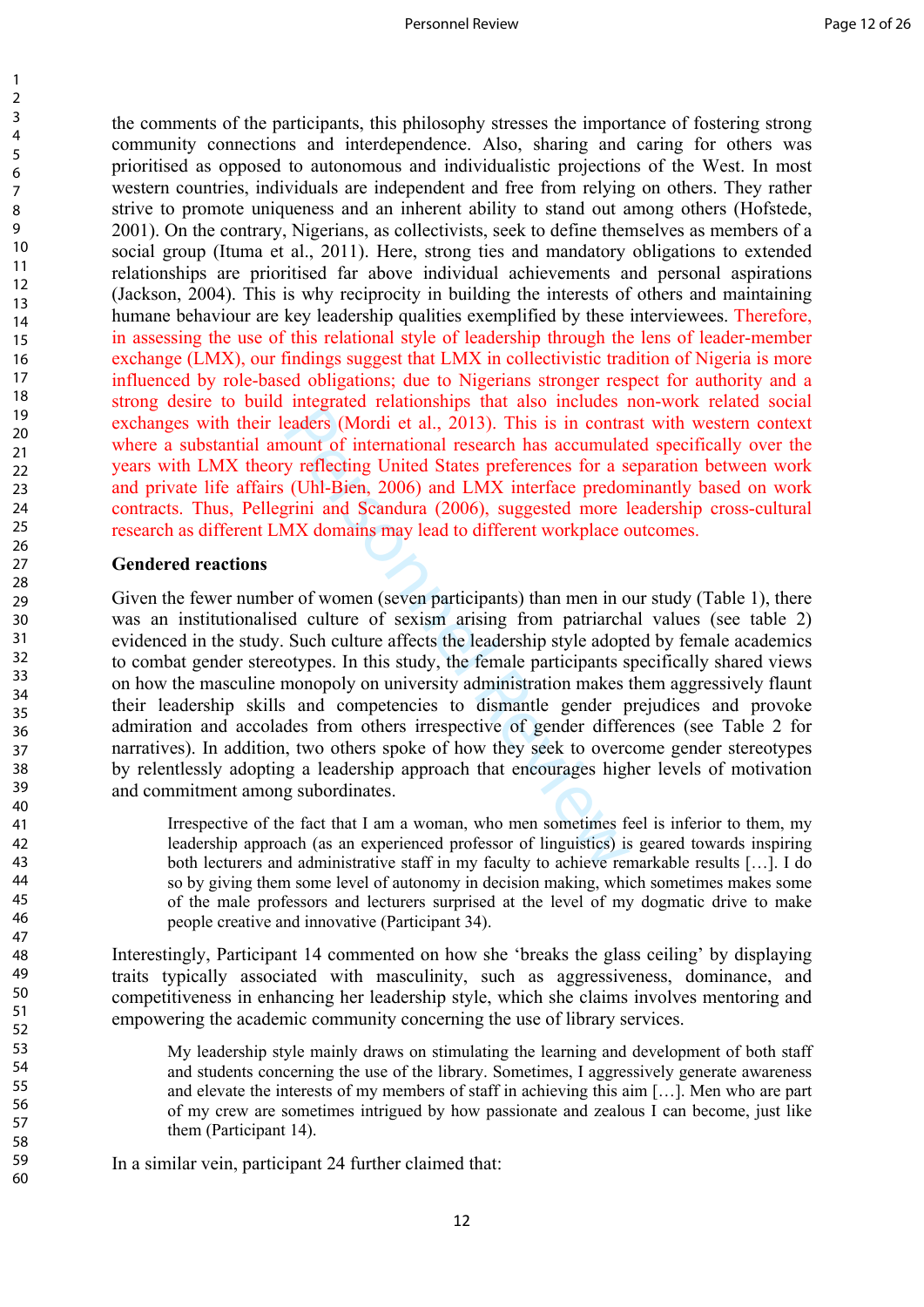the comments of the participants, this philosophy stresses the importance of fostering strong community connections and interdependence. Also, sharing and caring for others was prioritised as opposed to autonomous and individualistic projections of the West. In most western countries, individuals are independent and free from relying on others. They rather strive to promote uniqueness and an inherent ability to stand out among others (Hofstede, 2001). On the contrary, Nigerians, as collectivists, seek to define themselves as members of a social group (Ituma et al., 2011). Here, strong ties and mandatory obligations to extended relationships are prioritised far above individual achievements and personal aspirations (Jackson, 2004). This is why reciprocity in building the interests of others and maintaining humane behaviour are key leadership qualities exemplified by these interviewees. Therefore, in assessing the use of this relational style of leadership through the lens of leader-member exchange (LMX), our findings suggest that LMX in collectivistic tradition of Nigeria is more influenced by role-based obligations; due to Nigerians stronger respect for authority and a strong desire to build integrated relationships that also includes non-work related social exchanges with their leaders (Mordi et al., 2013). This is in contrast with western context where a substantial amount of international research has accumulated specifically over the years with LMX theory reflecting United States preferences for a separation between work and private life affairs (Uhl-Bien, 2006) and LMX interface predominantly based on work contracts. Thus, Pellegrini and Scandura (2006), suggested more leadership cross-cultural research as different LMX domains may lead to different workplace outcomes.

**Gendered reactions**

Given the fewer number of women (seven participants) than men in our study (Table 1), there was an institutionalised culture of sexism arising from patriarchal values (see table 2) evidenced in the study. Such culture affects the leadership style adopted by female academics to combat gender stereotypes. In this study, the female participants specifically shared views on how the masculine monopoly on university administration makes them aggressively flaunt their leadership skills and competencies to dismantle gender prejudices and provoke admiration and accolades from others irrespective of gender differences (see Table 2 for narratives). In addition, two others spoke of how they seek to overcome gender stereotypes by relentlessly adopting a leadership approach that encourages higher levels of motivation and commitment among subordinates.

> Irrespective of the fact that I am a woman, who men sometimes feel is inferior to them, my leadership approach (as an experienced professor of linguistics) is geared towards inspiring both lecturers and administrative staff in my faculty to achieve remarkable results […]. I do so by giving them some level of autonomy in decision making, which sometimes makes some of the male professors and lecturers surprised at the level of my dogmatic drive to make people creative and innovative (Participant 34).

Interestingly, Participant 14 commented on how she 'breaks the glass ceiling' by displaying traits typically associated with masculinity, such as aggressiveness, dominance, and competitiveness in enhancing her leadership style, which she claims involves mentoring and empowering the academic community concerning the use of library services.

> My leadership style mainly draws on stimulating the learning and development of both staff and students concerning the use of the library. Sometimes, I aggressively generate awareness and elevate the interests of my members of staff in achieving this aim […]. Men who are part of my crew are sometimes intrigued by how passionate and zealous I can become, just like them (Participant 14).

In a similar vein, participant 24 further claimed that: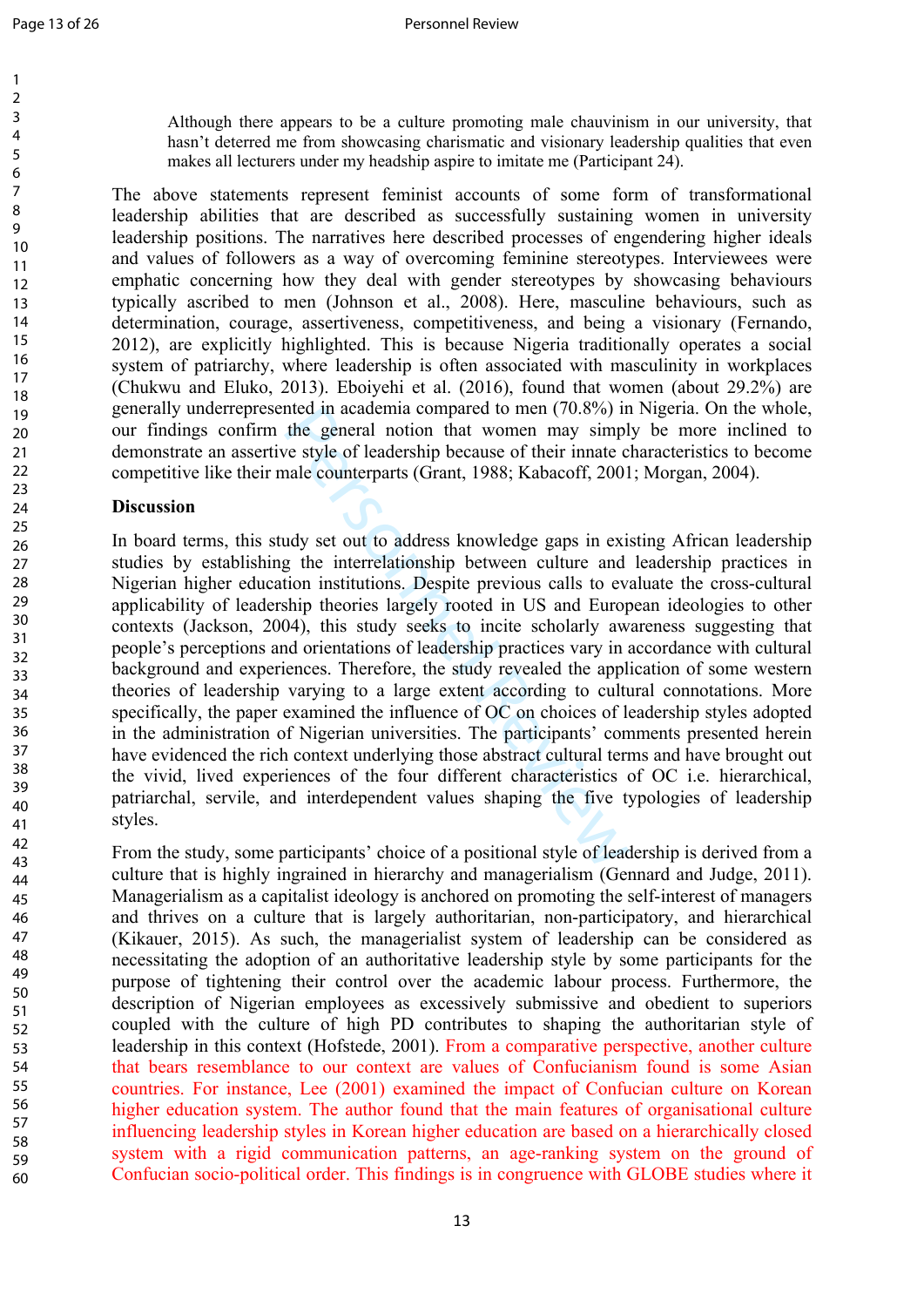> Although there appears to be a culture promoting male chauvinism in our university, that hasn't deterred me from showcasing charismatic and visionary leadership qualities that even makes all lecturers under my headship aspire to imitate me (Participant 24).

The above statements represent feminist accounts of some form of transformational leadership abilities that are described as successfully sustaining women in university leadership positions. The narratives here described processes of engendering higher ideals and values of followers as a way of overcoming feminine stereotypes. Interviewees were emphatic concerning how they deal with gender stereotypes by showcasing behaviours typically ascribed to men (Johnson et al., 2008). Here, masculine behaviours, such as determination, courage, assertiveness, competitiveness, and being a visionary (Fernando, 2012), are explicitly highlighted. This is because Nigeria traditionally operates a social system of patriarchy, where leadership is often associated with masculinity in workplaces (Chukwu and Eluko, 2013). Eboiyehi et al. (2016), found that women (about 29.2%) are generally underrepresented in academia compared to men (70.8%) in Nigeria. On the whole, our findings confirm the general notion that women may simply be more inclined to demonstrate an assertive style of leadership because of their innate characteristics to become competitive like their male counterparts (Grant, 1988; Kabacoff, 2001; Morgan, 2004).

## Discussion

In board terms, this study set out to address knowledge gaps in existing African leadership studies by establishing the interrelationship between culture and leadership practices in Nigerian higher education institutions. Despite previous calls to evaluate the cross-cultural applicability of leadership theories largely rooted in US and European ideologies to other contexts (Jackson, 2004), this study seeks to incite scholarly awareness suggesting that people's perceptions and orientations of leadership practices vary in accordance with cultural background and experiences. Therefore, the study revealed the application of some western theories of leadership varying to a large extent according to cultural connotations. More specifically, the paper examined the influence of OC on choices of leadership styles adopted in the administration of Nigerian universities. The participants' comments presented herein have evidenced the rich context underlying those abstract cultural terms and have brought out the vivid, lived experiences of the four different characteristics of OC i.e. hierarchical, patriarchal, servile, and interdependent values shaping the five typologies of leadership styles.

From the study, some participants' choice of a positional style of leadership is derived from a culture that is highly ingrained in hierarchy and managerialism (Gennard and Judge, 2011). Managerialism as a capitalist ideology is anchored on promoting the self-interest of managers and thrives on a culture that is largely authoritarian, non-participatory, and hierarchical (Kikauer, 2015). As such, the managerialist system of leadership can be considered as necessitating the adoption of an authoritative leadership style by some participants for the purpose of tightening their control over the academic labour process. Furthermore, the description of Nigerian employees as excessively submissive and obedient to superiors coupled with the culture of high PD contributes to shaping the authoritarian style of leadership in this context (Hofstede, 2001). From a comparative perspective, another culture that bears resemblance to our context are values of Confucianism found is some Asian countries. For instance, Lee (2001) examined the impact of Confucian culture on Korean higher education system. The author found that the main features of organisational culture influencing leadership styles in Korean higher education are based on a hierarchically closed system with a rigid communication patterns, an age-ranking system on the ground of Confucian socio-political order. This findings is in congruence with GLOBE studies where it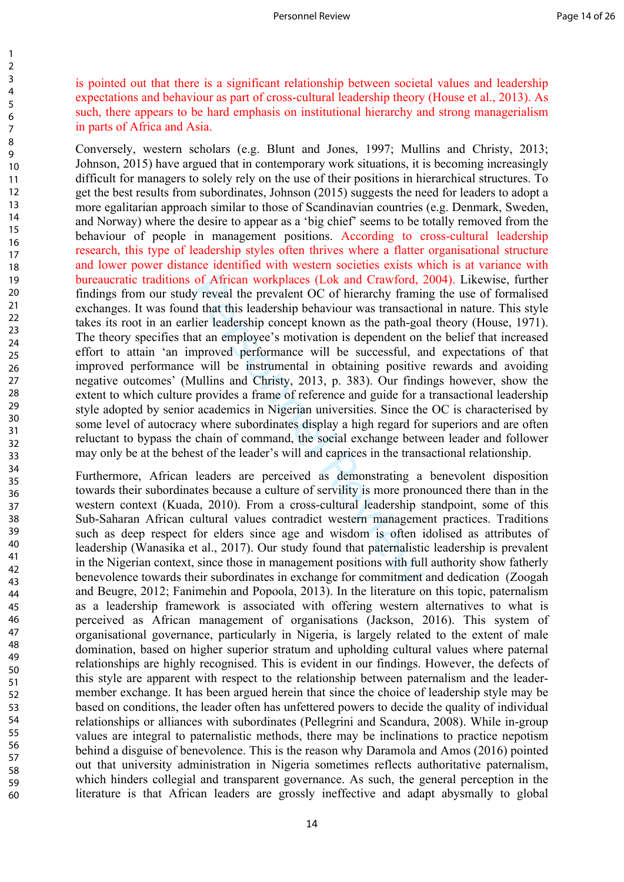is pointed out that there is a significant relationship between societal values and leadership expectations and behaviour as part of cross-cultural leadership theory (House et al., 2013). As such, there appears to be hard emphasis on institutional hierarchy and strong managerialism in parts of Africa and Asia.

Conversely, western scholars (e.g. Blunt and Jones, 1997; Mullins and Christy, 2013; Johnson, 2015) have argued that in contemporary work situations, it is becoming increasingly difficult for managers to solely rely on the use of their positions in hierarchical structures. To get the best results from subordinates, Johnson (2015) suggests the need for leaders to adopt a more egalitarian approach similar to those of Scandinavian countries (e.g. Denmark, Sweden, and Norway) where the desire to appear as a 'big chief' seems to be totally removed from the behaviour of people in management positions. According to cross-cultural leadership research, this type of leadership styles often thrives where a flatter organisational structure and lower power distance identified with western societies exists which is at variance with bureaucratic traditions of African workplaces (Lok and Crawford, 2004). Likewise, further findings from our study reveal the prevalent OC of hierarchy framing the use of formalised exchanges. It was found that this leadership behaviour was transactional in nature. This style takes its root in an earlier leadership concept known as the path-goal theory (House, 1971). The theory specifies that an employee's motivation is dependent on the belief that increased effort to attain 'an improved performance will be successful, and expectations of that improved performance will be instrumental in obtaining positive rewards and avoiding negative outcomes' (Mullins and Christy, 2013, p. 383). Our findings however, show the extent to which culture provides a frame of reference and guide for a transactional leadership style adopted by senior academics in Nigerian universities. Since the OC is characterised by some level of autocracy where subordinates display a high regard for superiors and are often reluctant to bypass the chain of command, the social exchange between leader and follower may only be at the behest of the leader's will and caprices in the transactional relationship.

Furthermore, African leaders are perceived as demonstrating a benevolent disposition towards their subordinates because a culture of servility is more pronounced there than in the western context (Kuada, 2010). From a cross-cultural leadership standpoint, some of this Sub-Saharan African cultural values contradict western management practices. Traditions such as deep respect for elders since age and wisdom is often idolised as attributes of leadership (Wanasika et al., 2017). Our study found that paternalistic leadership is prevalent in the Nigerian context, since those in management positions with full authority show fatherly benevolence towards their subordinates in exchange for commitment and dedication (Zoogah and Beugre, 2012; Fanimehin and Popoola, 2013). In the literature on this topic, paternalism as a leadership framework is associated with offering western alternatives to what is perceived as African management of organisations (Jackson, 2016). This system of organisational governance, particularly in Nigeria, is largely related to the extent of male domination, based on higher superior stratum and upholding cultural values where paternal relationships are highly recognised. This is evident in our findings. However, the defects of this style are apparent with respect to the relationship between paternalism and the leader-member exchange. It has been argued herein that since the choice of leadership style may be based on conditions, the leader often has unfettered powers to decide the quality of individual relationships or alliances with subordinates (Pellegrini and Scandura, 2008). While in-group values are integral to paternalistic methods, there may be inclinations to practice nepotism behind a disguise of benevolence. This is the reason why Daramola and Amos (2016) pointed out that university administration in Nigeria sometimes reflects authoritative paternalism, which hinders collegial and transparent governance. As such, the general perception in the literature is that African leaders are grossly ineffective and adapt abysmally to global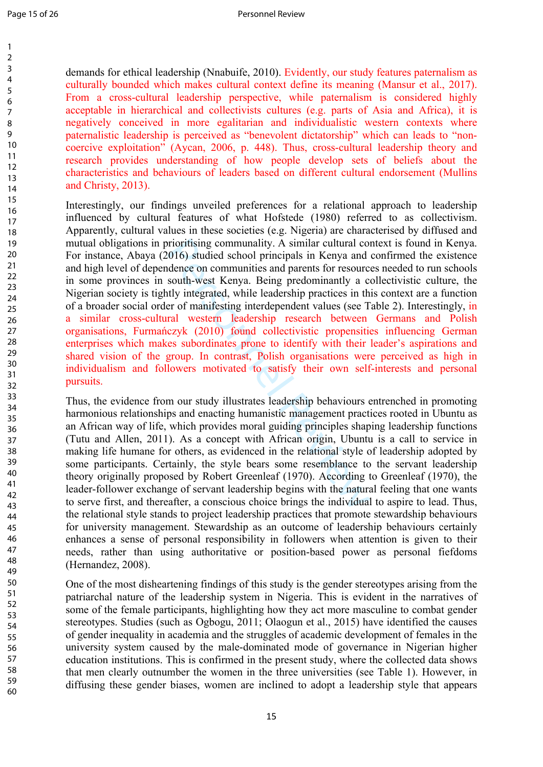demands for ethical leadership (Nnabuife, 2010). Evidently, our study features paternalism as culturally bounded which makes cultural context define its meaning (Mansur et al., 2017). From a cross-cultural leadership perspective, while paternalism is considered highly acceptable in hierarchical and collectivists cultures (e.g. parts of Asia and Africa), it is negatively conceived in more egalitarian and individualistic western contexts where paternalistic leadership is perceived as "benevolent dictatorship" which can leads to "non-coercive exploitation" (Aycan, 2006, p. 448). Thus, cross-cultural leadership theory and research provides understanding of how people develop sets of beliefs about the characteristics and behaviours of leaders based on different cultural endorsement (Mullins and Christy, 2013).

Interestingly, our findings unveiled preferences for a relational approach to leadership influenced by cultural features of what Hofstede (1980) referred to as collectivism. Apparently, cultural values in these societies (e.g. Nigeria) are characterised by diffused and mutual obligations in prioritising communality. A similar cultural context is found in Kenya. For instance, Abaya (2016) studied school principals in Kenya and confirmed the existence and high level of dependence on communities and parents for resources needed to run schools in some provinces in south-west Kenya. Being predominantly a collectivistic culture, the Nigerian society is tightly integrated, while leadership practices in this context are a function of a broader social order of manifesting interdependent values (see Table 2). Interestingly, in a similar cross-cultural western leadership research between Germans and Polish organisations, Furmańczyk (2010) found collectivistic propensities influencing German enterprises which makes subordinates prone to identify with their leader's aspirations and shared vision of the group. In contrast, Polish organisations were perceived as high in individualism and followers motivated to satisfy their own self-interests and personal pursuits.

Thus, the evidence from our study illustrates leadership behaviours entrenched in promoting harmonious relationships and enacting humanistic management practices rooted in Ubuntu as an African way of life, which provides moral guiding principles shaping leadership functions (Tutu and Allen, 2011). As a concept with African origin, Ubuntu is a call to service in making life humane for others, as evidenced in the relational style of leadership adopted by some participants. Certainly, the style bears some resemblance to the servant leadership theory originally proposed by Robert Greenleaf (1970). According to Greenleaf (1970), the leader-follower exchange of servant leadership begins with the natural feeling that one wants to serve first, and thereafter, a conscious choice brings the individual to aspire to lead. Thus, the relational style stands to project leadership practices that promote stewardship behaviours for university management. Stewardship as an outcome of leadership behaviours certainly enhances a sense of personal responsibility in followers when attention is given to their needs, rather than using authoritative or position-based power as personal fiefdoms (Hernandez, 2008).

One of the most disheartening findings of this study is the gender stereotypes arising from the patriarchal nature of the leadership system in Nigeria. This is evident in the narratives of some of the female participants, highlighting how they act more masculine to combat gender stereotypes. Studies (such as Ogbogu, 2011; Olaogun et al., 2015) have identified the causes of gender inequality in academia and the struggles of academic development of females in the university system caused by the male-dominated mode of governance in Nigerian higher education institutions. This is confirmed in the present study, where the collected data shows that men clearly outnumber the women in the three universities (see Table 1). However, in diffusing these gender biases, women are inclined to adopt a leadership style that appears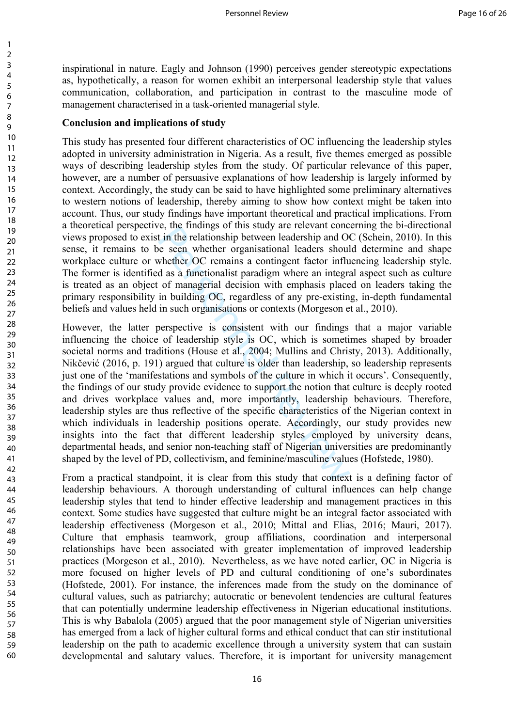inspirational in nature. Eagly and Johnson (1990) perceives gender stereotypic expectations as, hypothetically, a reason for women exhibit an interpersonal leadership style that values communication, collaboration, and participation in contrast to the masculine mode of management characterised in a task-oriented managerial style.

**Conclusion and implications of study**

This study has presented four different characteristics of OC influencing the leadership styles adopted in university administration in Nigeria. As a result, five themes emerged as possible ways of describing leadership styles from the study. Of particular relevance of this paper, however, are a number of persuasive explanations of how leadership is largely informed by context. Accordingly, the study can be said to have highlighted some preliminary alternatives to western notions of leadership, thereby aiming to show how context might be taken into account. Thus, our study findings have important theoretical and practical implications. From a theoretical perspective, the findings of this study are relevant concerning the bi-directional views proposed to exist in the relationship between leadership and OC (Schein, 2010). In this sense, it remains to be seen whether organisational leaders should determine and shape workplace culture or whether OC remains a contingent factor influencing leadership style. The former is identified as a functionalist paradigm where an integral aspect such as culture is treated as an object of managerial decision with emphasis placed on leaders taking the primary responsibility in building OC, regardless of any pre-existing, in-depth fundamental beliefs and values held in such organisations or contexts (Morgeson et al., 2010).

However, the latter perspective is consistent with our findings that a major variable influencing the choice of leadership style is OC, which is sometimes shaped by broader societal norms and traditions (House et al., 2004; Mullins and Christy, 2013). Additionally, Nikčević (2016, p. 191) argued that culture is older than leadership, so leadership represents just one of the 'manifestations and symbols of the culture in which it occurs'. Consequently, the findings of our study provide evidence to support the notion that culture is deeply rooted and drives workplace values and, more importantly, leadership behaviours. Therefore, leadership styles are thus reflective of the specific characteristics of the Nigerian context in which individuals in leadership positions operate. Accordingly, our study provides new insights into the fact that different leadership styles employed by university deans, departmental heads, and senior non-teaching staff of Nigerian universities are predominantly shaped by the level of PD, collectivism, and feminine/masculine values (Hofstede, 1980).

From a practical standpoint, it is clear from this study that context is a defining factor of leadership behaviours. A thorough understanding of cultural influences can help change leadership styles that tend to hinder effective leadership and management practices in this context. Some studies have suggested that culture might be an integral factor associated with leadership effectiveness (Morgeson et al., 2010; Mittal and Elias, 2016; Mauri, 2017). Culture that emphasis teamwork, group affiliations, coordination and interpersonal relationships have been associated with greater implementation of improved leadership practices (Morgeson et al., 2010). Nevertheless, as we have noted earlier, OC in Nigeria is more focused on higher levels of PD and cultural conditioning of one's subordinates (Hofstede, 2001). For instance, the inferences made from the study on the dominance of cultural values, such as patriarchy; autocratic or benevolent tendencies are cultural features that can potentially undermine leadership effectiveness in Nigerian educational institutions. This is why Babalola (2005) argued that the poor management style of Nigerian universities has emerged from a lack of higher cultural forms and ethical conduct that can stir institutional leadership on the path to academic excellence through a university system that can sustain developmental and salutary values. Therefore, it is important for university management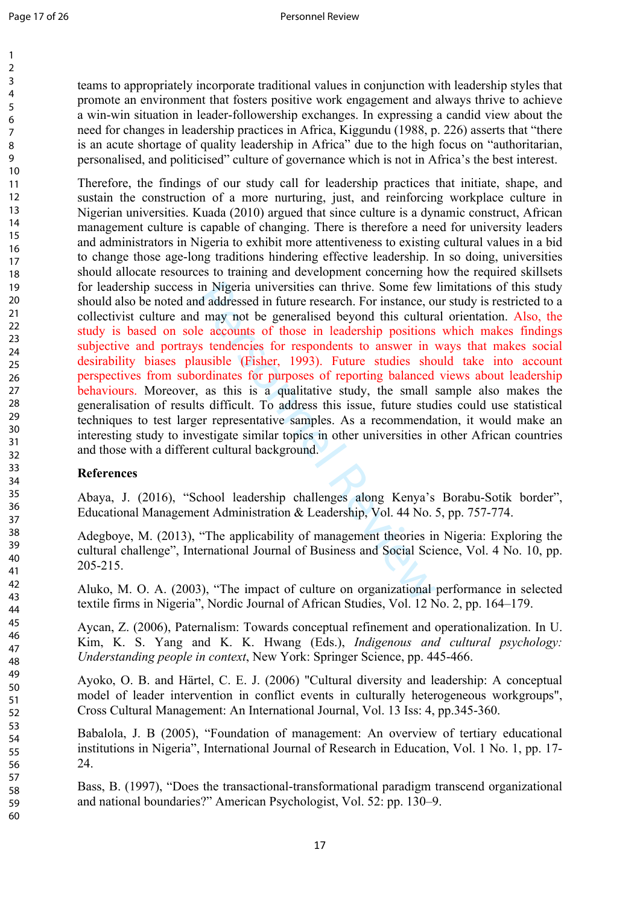teams to appropriately incorporate traditional values in conjunction with leadership styles that promote an environment that fosters positive work engagement and always thrive to achieve a win-win situation in leader-followership exchanges. In expressing a candid view about the need for changes in leadership practices in Africa, Kiggundu (1988, p. 226) asserts that "there is an acute shortage of quality leadership in Africa" due to the high focus on "authoritarian, personalised, and politicised" culture of governance which is not in Africa's the best interest.

Therefore, the findings of our study call for leadership practices that initiate, shape, and sustain the construction of a more nurturing, just, and reinforcing workplace culture in Nigerian universities. Kuada (2010) argued that since culture is a dynamic construct, African management culture is capable of changing. There is therefore a need for university leaders and administrators in Nigeria to exhibit more attentiveness to existing cultural values in a bid to change those age-long traditions hindering effective leadership. In so doing, universities should allocate resources to training and development concerning how the required skillsets for leadership success in Nigeria universities can thrive. Some few limitations of this study should also be noted and addressed in future research. For instance, our study is restricted to a collectivist culture and may not be generalised beyond this cultural orientation. Also, the study is based on sole accounts of those in leadership positions which makes findings subjective and portrays tendencies for respondents to answer in ways that makes social desirability biases plausible (Fisher, 1993). Future studies should take into account perspectives from subordinates for purposes of reporting balanced views about leadership behaviours. Moreover, as this is a qualitative study, the small sample also makes the generalisation of results difficult. To address this issue, future studies could use statistical techniques to test larger representative samples. As a recommendation, it would make an interesting study to investigate similar topics in other universities in other African countries and those with a different cultural background.

**References**

Abaya, J. (2016), "School leadership challenges along Kenya's Borabu-Sotik border", Educational Management Administration & Leadership, Vol. 44 No. 5, pp. 757-774.

Adegboye, M. (2013), "The applicability of management theories in Nigeria: Exploring the cultural challenge", International Journal of Business and Social Science, Vol. 4 No. 10, pp. 205-215.

Aluko, M. O. A. (2003), "The impact of culture on organizational performance in selected textile firms in Nigeria", Nordic Journal of African Studies, Vol. 12 No. 2, pp. 164–179.

Aycan, Z. (2006), Paternalism: Towards conceptual refinement and operationalization. In U. Kim, K. S. Yang and K. K. Hwang (Eds.), *Indigenous and cultural psychology: Understanding people in context*, New York: Springer Science, pp. 445-466.

Ayoko, O. B. and Härtel, C. E. J. (2006) "Cultural diversity and leadership: A conceptual model of leader intervention in conflict events in culturally heterogeneous workgroups", Cross Cultural Management: An International Journal, Vol. 13 Iss: 4, pp.345-360.

Babalola, J. B (2005), "Foundation of management: An overview of tertiary educational institutions in Nigeria", International Journal of Research in Education, Vol. 1 No. 1, pp. 17-24.

Bass, B. (1997), "Does the transactional-transformational paradigm transcend organizational and national boundaries?" American Psychologist, Vol. 52: pp. 130–9.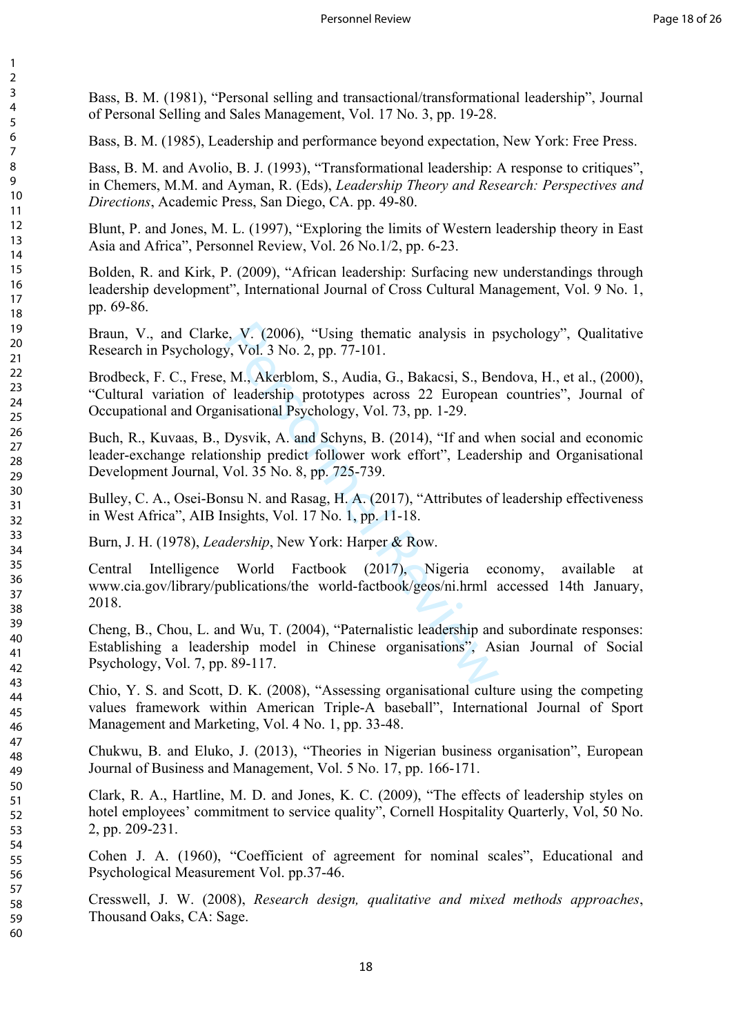Bass, B. M. (1981), "Personal selling and transactional/transformational leadership", Journal of Personal Selling and Sales Management, Vol. 17 No. 3, pp. 19-28.

Bass, B. M. (1985), Leadership and performance beyond expectation, New York: Free Press.

Bass, B. M. and Avolio, B. J. (1993), "Transformational leadership: A response to critiques", in Chemers, M.M. and Ayman, R. (Eds), *Leadership Theory and Research: Perspectives and Directions*, Academic Press, San Diego, CA. pp. 49-80.

Blunt, P. and Jones, M. L. (1997), "Exploring the limits of Western leadership theory in East Asia and Africa", Personnel Review, Vol. 26 No.1/2, pp. 6-23.

Bolden, R. and Kirk, P. (2009), "African leadership: Surfacing new understandings through leadership development", International Journal of Cross Cultural Management, Vol. 9 No. 1, pp. 69-86.

Braun, V., and Clarke, V. (2006), "Using thematic analysis in psychology", Qualitative Research in Psychology, Vol. 3 No. 2, pp. 77-101.

Brodbeck, F. C., Frese, M., Akerblom, S., Audia, G., Bakacsi, S., Bendova, H., et al., (2000), "Cultural variation of leadership prototypes across 22 European countries", Journal of Occupational and Organisational Psychology, Vol. 73, pp. 1-29.

Buch, R., Kuvaas, B., Dysvik, A. and Schyns, B. (2014), "If and when social and economic leader-exchange relationship predict follower work effort", Leadership and Organisational Development Journal, Vol. 35 No. 8, pp. 725-739.

Bulley, C. A., Osei-Bonsu N. and Rasag, H. A. (2017), "Attributes of leadership effectiveness in West Africa", AIB Insights, Vol. 17 No. 1, pp. 11-18.

Burn, J. H. (1978), *Leadership*, New York: Harper & Row.

Central Intelligence World Factbook (2017), Nigeria economy, available at www.cia.gov/library/publications/the world-factbook/geos/ni.hrml accessed 14th January, 2018.

Cheng, B., Chou, L. and Wu, T. (2004), "Paternalistic leadership and subordinate responses: Establishing a leadership model in Chinese organisations", Asian Journal of Social Psychology, Vol. 7, pp. 89-117.

Chio, Y. S. and Scott, D. K. (2008), "Assessing organisational culture using the competing values framework within American Triple-A baseball", International Journal of Sport Management and Marketing, Vol. 4 No. 1, pp. 33-48.

Chukwu, B. and Eluko, J. (2013), "Theories in Nigerian business organisation", European Journal of Business and Management, Vol. 5 No. 17, pp. 166-171.

Clark, R. A., Hartline, M. D. and Jones, K. C. (2009), "The effects of leadership styles on hotel employees' commitment to service quality", Cornell Hospitality Quarterly, Vol, 50 No. 2, pp. 209-231.

Cohen J. A. (1960), "Coefficient of agreement for nominal scales", Educational and Psychological Measurement Vol. pp.37-46.

Cresswell, J. W. (2008), *Research design, qualitative and mixed methods approaches*, Thousand Oaks, CA: Sage.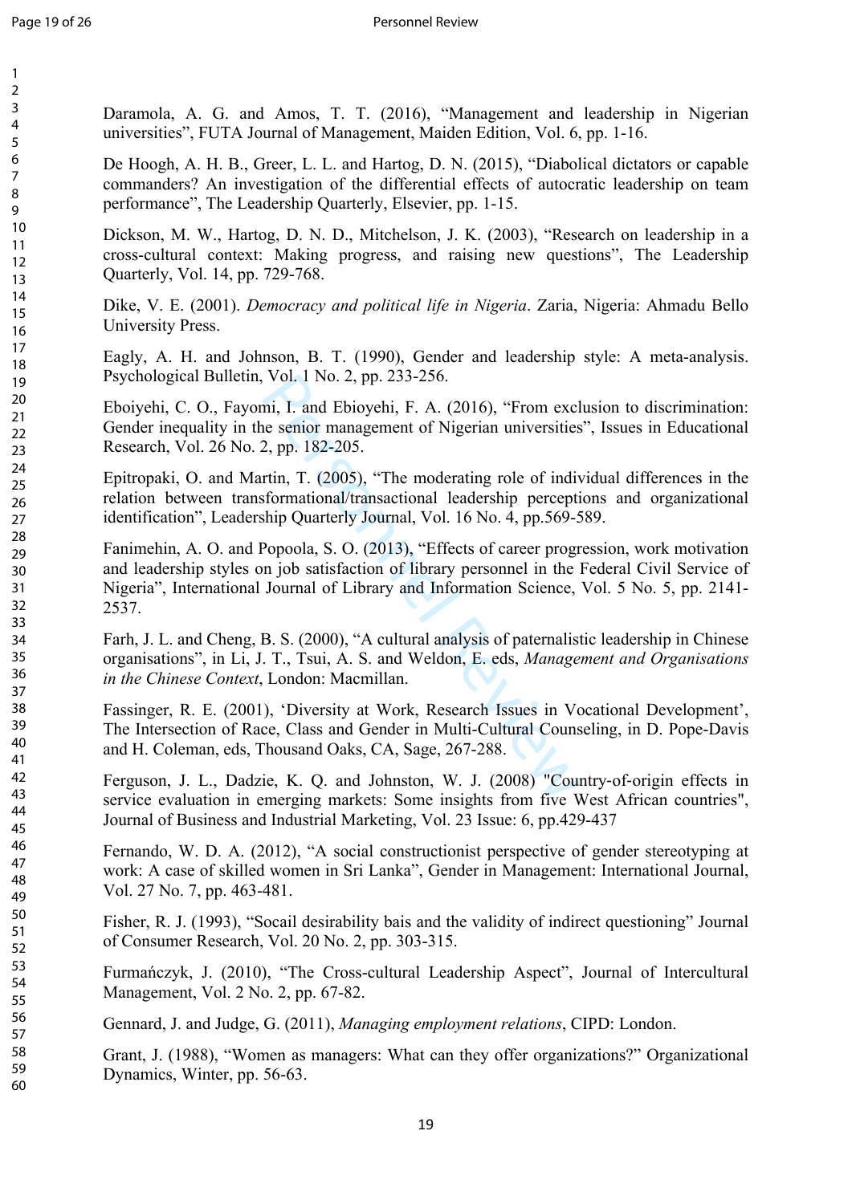Daramola, A. G. and Amos, T. T. (2016), "Management and leadership in Nigerian universities", FUTA Journal of Management, Maiden Edition, Vol. 6, pp. 1-16.

De Hoogh, A. H. B., Greer, L. L. and Hartog, D. N. (2015), "Diabolical dictators or capable commanders? An investigation of the differential effects of autocratic leadership on team performance", The Leadership Quarterly, Elsevier, pp. 1-15.

Dickson, M. W., Hartog, D. N. D., Mitchelson, J. K. (2003), "Research on leadership in a cross-cultural context: Making progress, and raising new questions", The Leadership Quarterly, Vol. 14, pp. 729-768.

Dike, V. E. (2001). *Democracy and political life in Nigeria*. Zaria, Nigeria: Ahmadu Bello University Press.

Eagly, A. H. and Johnson, B. T. (1990), Gender and leadership style: A meta-analysis. Psychological Bulletin, Vol. 1 No. 2, pp. 233-256.

Eboiyehi, C. O., Fayomi, I. and Ebioyehi, F. A. (2016), "From exclusion to discrimination: Gender inequality in the senior management of Nigerian universities", Issues in Educational Research, Vol. 26 No. 2, pp. 182-205.

Epitropaki, O. and Martin, T. (2005), "The moderating role of individual differences in the relation between transformational/transactional leadership perceptions and organizational identification", Leadership Quarterly Journal, Vol. 16 No. 4, pp.569-589.

Fanimehin, A. O. and Popoola, S. O. (2013), "Effects of career progression, work motivation and leadership styles on job satisfaction of library personnel in the Federal Civil Service of Nigeria", International Journal of Library and Information Science, Vol. 5 No. 5, pp. 2141-2537.

Farh, J. L. and Cheng, B. S. (2000), "A cultural analysis of paternalistic leadership in Chinese organisations", in Li, J. T., Tsui, A. S. and Weldon, E. eds, *Management and Organisations in the Chinese Context*, London: Macmillan.

Fassinger, R. E. (2001), 'Diversity at Work, Research Issues in Vocational Development', The Intersection of Race, Class and Gender in Multi-Cultural Counseling, in D. Pope-Davis and H. Coleman, eds, Thousand Oaks, CA, Sage, 267-288.

Ferguson, J. L., Dadzie, K. Q. and Johnston, W. J. (2008) "Country-of-origin effects in service evaluation in emerging markets: Some insights from five West African countries", Journal of Business and Industrial Marketing, Vol. 23 Issue: 6, pp.429-437

Fernando, W. D. A. (2012), "A social constructionist perspective of gender stereotyping at work: A case of skilled women in Sri Lanka", Gender in Management: International Journal, Vol. 27 No. 7, pp. 463-481.

Fisher, R. J. (1993), "Socail desirability bais and the validity of indirect questioning" Journal of Consumer Research, Vol. 20 No. 2, pp. 303-315.

Furmańczyk, J. (2010), "The Cross-cultural Leadership Aspect", Journal of Intercultural Management, Vol. 2 No. 2, pp. 67-82.

Gennard, J. and Judge, G. (2011), *Managing employment relations*, CIPD: London.

Grant, J. (1988), "Women as managers: What can they offer organizations?" Organizational Dynamics, Winter, pp. 56-63.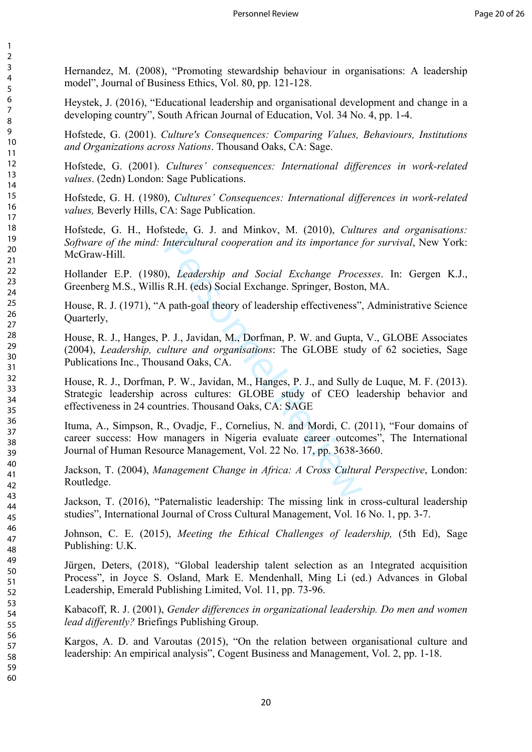Hernandez, M. (2008), "Promoting stewardship behaviour in organisations: A leadership model", Journal of Business Ethics, Vol. 80, pp. 121-128.

Heystek, J. (2016), "Educational leadership and organisational development and change in a developing country", South African Journal of Education, Vol. 34 No. 4, pp. 1-4.

Hofstede, G. (2001). *Culture's Consequences: Comparing Values, Behaviours, Institutions and Organizations across Nations*. Thousand Oaks, CA: Sage.

Hofstede, G. (2001). *Cultures' consequences: International differences in work-related values*. (2edn) London: Sage Publications.

Hofstede, G. H. (1980), *Cultures' Consequences: International differences in work-related values,* Beverly Hills, CA: Sage Publication.

Hofstede, G. H., Hofstede, G. J. and Minkov, M. (2010), *Cultures and organisations: Software of the mind: Intercultural cooperation and its importance for survival*, New York: McGraw-Hill.

Hollander E.P. (1980), *Leadership and Social Exchange Processes*. In: Gergen K.J., Greenberg M.S., Willis R.H. (eds) Social Exchange. Springer, Boston, MA.

House, R. J. (1971), "A path-goal theory of leadership effectiveness", Administrative Science Quarterly,

House, R. J., Hanges, P. J., Javidan, M., Dorfman, P. W. and Gupta, V., GLOBE Associates (2004), *Leadership, culture and organisations*: The GLOBE study of 62 societies, Sage Publications Inc., Thousand Oaks, CA.

House, R. J., Dorfman, P. W., Javidan, M., Hanges, P. J., and Sully de Luque, M. F. (2013). Strategic leadership across cultures: GLOBE study of CEO leadership behavior and effectiveness in 24 countries. Thousand Oaks, CA: SAGE

Ituma, A., Simpson, R., Ovadje, F., Cornelius, N. and Mordi, C. (2011), "Four domains of career success: How managers in Nigeria evaluate career outcomes", The International Journal of Human Resource Management, Vol. 22 No. 17, pp. 3638-3660.

Jackson, T. (2004), *Management Change in Africa: A Cross Cultural Perspective*, London: Routledge.

Jackson, T. (2016), "Paternalistic leadership: The missing link in cross-cultural leadership studies", International Journal of Cross Cultural Management, Vol. 16 No. 1, pp. 3-7.

Johnson, C. E. (2015), *Meeting the Ethical Challenges of leadership,* (5th Ed), Sage Publishing: U.K.

Jürgen, Deters, (2018), "Global leadership talent selection as an 1ntegrated acquisition Process", in Joyce S. Osland, Mark E. Mendenhall, Ming Li (ed.) Advances in Global Leadership, Emerald Publishing Limited, Vol. 11, pp. 73-96.

Kabacoff, R. J. (2001), *Gender differences in organizational leadership. Do men and women lead differently?* Briefings Publishing Group.

Kargos, A. D. and Varoutas (2015), "On the relation between organisational culture and leadership: An empirical analysis", Cogent Business and Management, Vol. 2, pp. 1-18.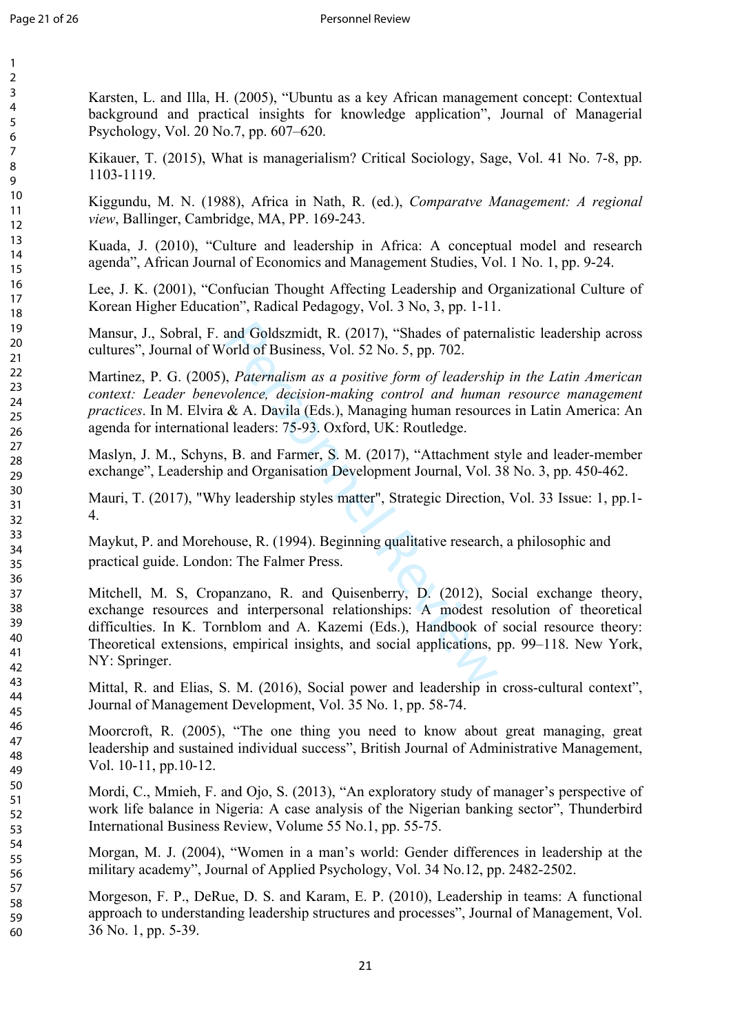Karsten, L. and Illa, H. (2005), "Ubuntu as a key African management concept: Contextual background and practical insights for knowledge application", Journal of Managerial Psychology, Vol. 20 No.7, pp. 607–620.

Kikauer, T. (2015), What is managerialism? Critical Sociology, Sage, Vol. 41 No. 7-8, pp. 1103-1119.

Kiggundu, M. N. (1988), Africa in Nath, R. (ed.), *Comparatve Management: A regional view*, Ballinger, Cambridge, MA, PP. 169-243.

Kuada, J. (2010), "Culture and leadership in Africa: A conceptual model and research agenda", African Journal of Economics and Management Studies, Vol. 1 No. 1, pp. 9-24.

Lee, J. K. (2001), "Confucian Thought Affecting Leadership and Organizational Culture of Korean Higher Education", Radical Pedagogy, Vol. 3 No, 3, pp. 1-11.

Mansur, J., Sobral, F. and Goldszmidt, R. (2017), "Shades of paternalistic leadership across cultures", Journal of World of Business, Vol. 52 No. 5, pp. 702.

Martinez, P. G. (2005), *Paternalism as a positive form of leadership in the Latin American context: Leader benevolence, decision-making control and human resource management practices*. In M. Elvira & A. Davila (Eds.), Managing human resources in Latin America: An agenda for international leaders: 75-93. Oxford, UK: Routledge.

Maslyn, J. M., Schyns, B. and Farmer, S. M. (2017), "Attachment style and leader-member exchange", Leadership and Organisation Development Journal, Vol. 38 No. 3, pp. 450-462.

Mauri, T. (2017), "Why leadership styles matter", Strategic Direction, Vol. 33 Issue: 1, pp.1-4.

Maykut, P. and Morehouse, R. (1994). Beginning qualitative research, a philosophic and practical guide. London: The Falmer Press.

Mitchell, M. S, Cropanzano, R. and Quisenberry, D. (2012), Social exchange theory, exchange resources and interpersonal relationships: A modest resolution of theoretical difficulties. In K. Tornblom and A. Kazemi (Eds.), Handbook of social resource theory: Theoretical extensions, empirical insights, and social applications, pp. 99–118. New York, NY: Springer.

Mittal, R. and Elias, S. M. (2016), Social power and leadership in cross-cultural context", Journal of Management Development, Vol. 35 No. 1, pp. 58-74.

Moorcroft, R. (2005), "The one thing you need to know about great managing, great leadership and sustained individual success", British Journal of Administrative Management, Vol. 10-11, pp.10-12.

Mordi, C., Mmieh, F. and Ojo, S. (2013), "An exploratory study of manager's perspective of work life balance in Nigeria: A case analysis of the Nigerian banking sector", Thunderbird International Business Review, Volume 55 No.1, pp. 55-75.

Morgan, M. J. (2004), "Women in a man's world: Gender differences in leadership at the military academy", Journal of Applied Psychology, Vol. 34 No.12, pp. 2482-2502.

Morgeson, F. P., DeRue, D. S. and Karam, E. P. (2010), Leadership in teams: A functional approach to understanding leadership structures and processes", Journal of Management, Vol. 36 No. 1, pp. 5-39.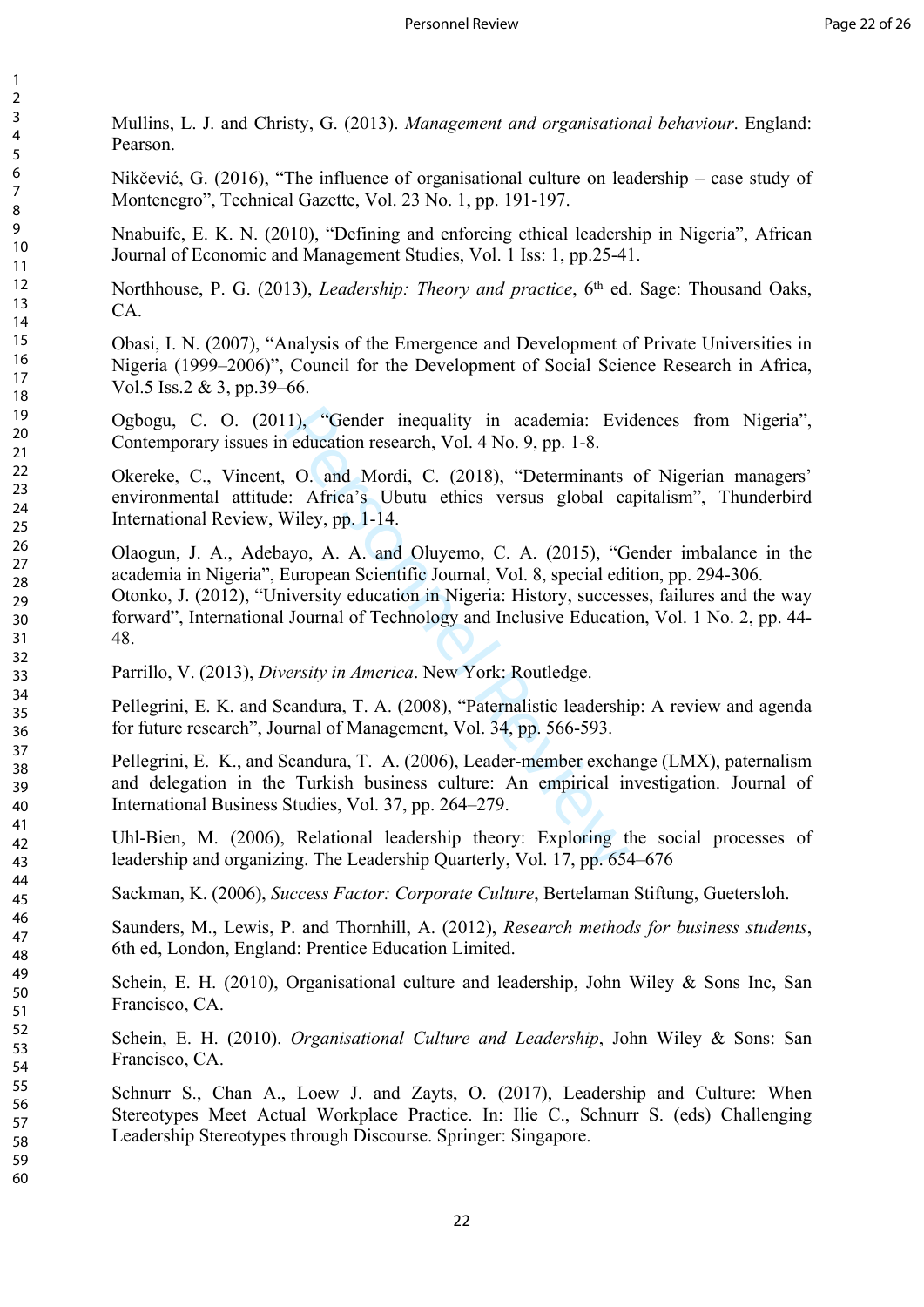Mullins, L. J. and Christy, G. (2013). *Management and organisational behaviour*. England: Pearson.

Nikčević, G. (2016), "The influence of organisational culture on leadership – case study of Montenegro", Technical Gazette, Vol. 23 No. 1, pp. 191-197.

Nnabuife, E. K. N. (2010), "Defining and enforcing ethical leadership in Nigeria", African Journal of Economic and Management Studies, Vol. 1 Iss: 1, pp.25-41.

Northhouse, P. G. (2013), *Leadership: Theory and practice*, 6th ed. Sage: Thousand Oaks, CA.

Obasi, I. N. (2007), "Analysis of the Emergence and Development of Private Universities in Nigeria (1999–2006)", Council for the Development of Social Science Research in Africa, Vol.5 Iss.2 & 3, pp.39–66.

Ogbogu, C. O. (2011), "Gender inequality in academia: Evidences from Nigeria", Contemporary issues in education research, Vol. 4 No. 9, pp. 1-8.

Okereke, C., Vincent, O. and Mordi, C. (2018), "Determinants of Nigerian managers' environmental attitude: Africa's Ubutu ethics versus global capitalism", Thunderbird International Review, Wiley, pp. 1-14.

Olaogun, J. A., Adebayo, A. A. and Oluyemo, C. A. (2015), "Gender imbalance in the academia in Nigeria", European Scientific Journal, Vol. 8, special edition, pp. 294-306.

Otonko, J. (2012), "University education in Nigeria: History, successes, failures and the way forward", International Journal of Technology and Inclusive Education, Vol. 1 No. 2, pp. 44-48.

Parrillo, V. (2013), *Diversity in America*. New York: Routledge.

Pellegrini, E. K. and Scandura, T. A. (2008), "Paternalistic leadership: A review and agenda for future research", Journal of Management, Vol. 34, pp. 566-593.

Pellegrini, E. K., and Scandura, T. A. (2006), Leader-member exchange (LMX), paternalism and delegation in the Turkish business culture: An empirical investigation. Journal of International Business Studies, Vol. 37, pp. 264–279.

Uhl-Bien, M. (2006), Relational leadership theory: Exploring the social processes of leadership and organizing. The Leadership Quarterly, Vol. 17, pp. 654–676

Sackman, K. (2006), *Success Factor: Corporate Culture*, Bertelaman Stiftung, Guetersloh.

Saunders, M., Lewis, P. and Thornhill, A. (2012), *Research methods for business students*, 6th ed, London, England: Prentice Education Limited.

Schein, E. H. (2010), Organisational culture and leadership, John Wiley & Sons Inc, San Francisco, CA.

Schein, E. H. (2010). *Organisational Culture and Leadership*, John Wiley & Sons: San Francisco, CA.

Schnurr S., Chan A., Loew J. and Zayts, O. (2017), Leadership and Culture: When Stereotypes Meet Actual Workplace Practice. In: Ilie C., Schnurr S. (eds) Challenging Leadership Stereotypes through Discourse. Springer: Singapore.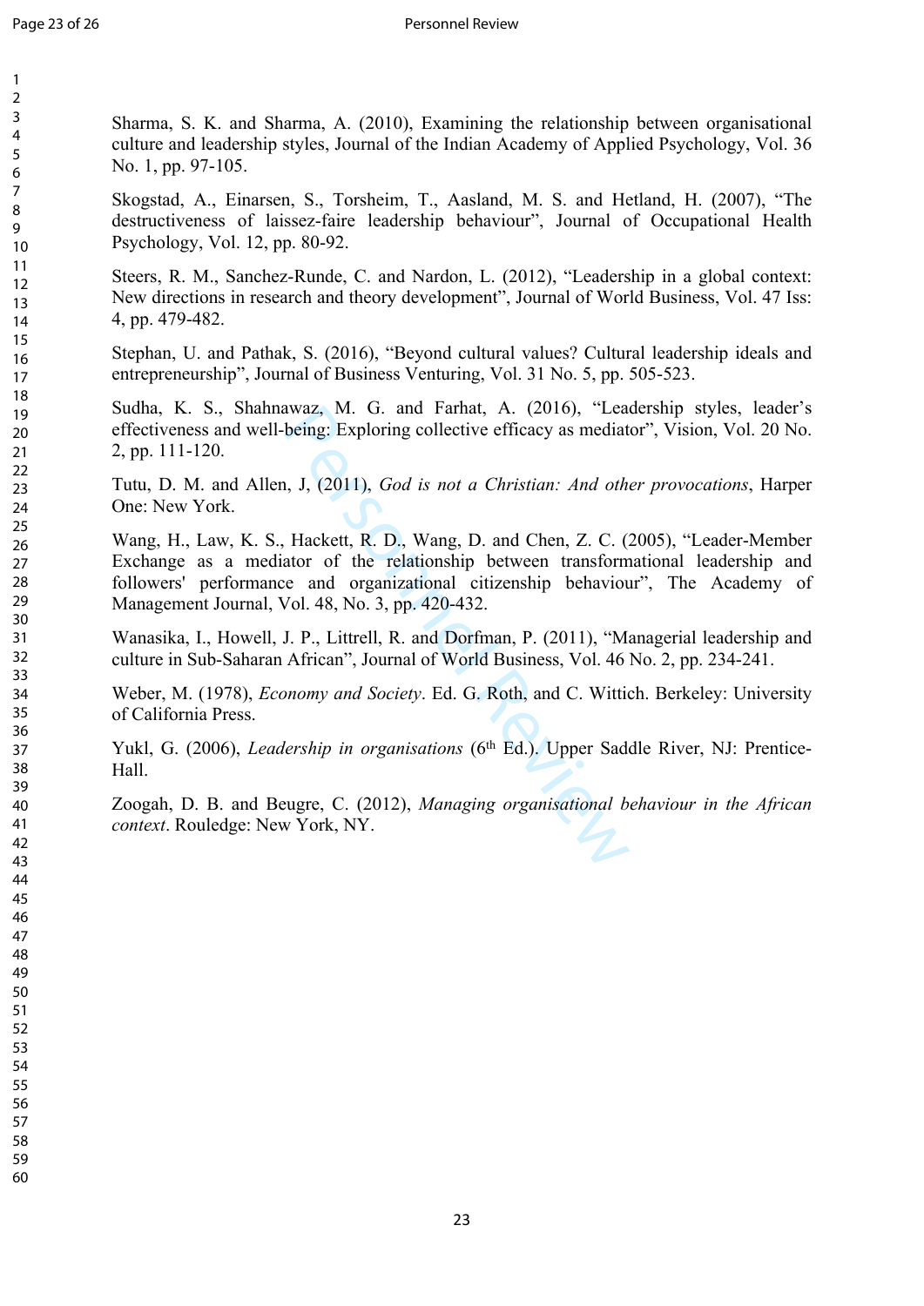Sharma, S. K. and Sharma, A. (2010), Examining the relationship between organisational culture and leadership styles, Journal of the Indian Academy of Applied Psychology, Vol. 36 No. 1, pp. 97-105.

Skogstad, A., Einarsen, S., Torsheim, T., Aasland, M. S. and Hetland, H. (2007), "The destructiveness of laissez-faire leadership behaviour", Journal of Occupational Health Psychology, Vol. 12, pp. 80-92.

Steers, R. M., Sanchez-Runde, C. and Nardon, L. (2012), "Leadership in a global context: New directions in research and theory development", Journal of World Business, Vol. 47 Iss: 4, pp. 479-482.

Stephan, U. and Pathak, S. (2016), "Beyond cultural values? Cultural leadership ideals and entrepreneurship", Journal of Business Venturing, Vol. 31 No. 5, pp. 505-523.

Sudha, K. S., Shahnawaz, M. G. and Farhat, A. (2016), "Leadership styles, leader's effectiveness and well-being: Exploring collective efficacy as mediator", Vision, Vol. 20 No. 2, pp. 111-120.

Tutu, D. M. and Allen, J, (2011), *God is not a Christian: And other provocations*, Harper One: New York.

Wang, H., Law, K. S., Hackett, R. D., Wang, D. and Chen, Z. C. (2005), "Leader-Member Exchange as a mediator of the relationship between transformational leadership and followers' performance and organizational citizenship behaviour", The Academy of Management Journal, Vol. 48, No. 3, pp. 420-432.

Wanasika, I., Howell, J. P., Littrell, R. and Dorfman, P. (2011), "Managerial leadership and culture in Sub-Saharan African", Journal of World Business, Vol. 46 No. 2, pp. 234-241.

Weber, M. (1978), *Economy and Society*. Ed. G. Roth, and C. Wittich. Berkeley: University of California Press.

Yukl, G. (2006), *Leadership in organisations* (6th Ed.). Upper Saddle River, NJ: Prentice-Hall.

Zoogah, D. B. and Beugre, C. (2012), *Managing organisational behaviour in the African context*. Rouledge: New York, NY.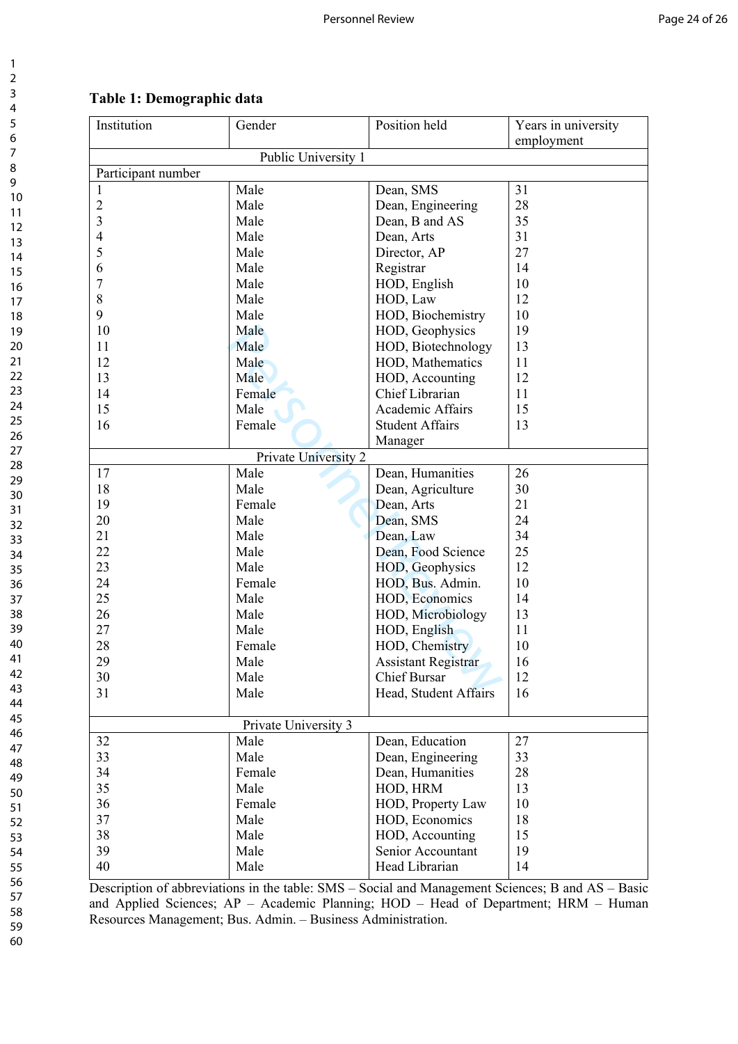**Table 1: Demographic data**

| Institution | Gender | Position held | Years in university employment |
|---|---|---|---|
| Public University 1 | | | |
| Participant number | | | |
| 1 | Male | Dean, SMS | 31 |
| 2 | Male | Dean, Engineering | 28 |
| 3 | Male | Dean, B and AS | 35 |
| 4 | Male | Dean, Arts | 31 |
| 5 | Male | Director, AP | 27 |
| 6 | Male | Registrar | 14 |
| 7 | Male | HOD, English | 10 |
| 8 | Male | HOD, Law | 12 |
| 9 | Male | HOD, Biochemistry | 10 |
| 10 | Male | HOD, Geophysics | 19 |
| 11 | Male | HOD, Biotechnology | 13 |
| 12 | Male | HOD, Mathematics | 11 |
| 13 | Male | HOD, Accounting | 12 |
| 14 | Female | Chief Librarian | 11 |
| 15 | Male | Academic Affairs | 15 |
| 16 | Female | Student Affairs Manager | 13 |
| Private University 2 | | | |
| 17 | Male | Dean, Humanities | 26 |
| 18 | Male | Dean, Agriculture | 30 |
| 19 | Female | Dean, Arts | 21 |
| 20 | Male | Dean, SMS | 24 |
| 21 | Male | Dean, Law | 34 |
| 22 | Male | Dean, Food Science | 25 |
| 23 | Male | HOD, Geophysics | 12 |
| 24 | Female | HOD, Bus. Admin. | 10 |
| 25 | Male | HOD, Economics | 14 |
| 26 | Male | HOD, Microbiology | 13 |
| 27 | Male | HOD, English | 11 |
| 28 | Female | HOD, Chemistry | 10 |
| 29 | Male | Assistant Registrar | 16 |
| 30 | Male | Chief Bursar | 12 |
| 31 | Male | Head, Student Affairs | 16 |
| Private University 3 | | | |
| 32 | Male | Dean, Education | 27 |
| 33 | Male | Dean, Engineering | 33 |
| 34 | Female | Dean, Humanities | 28 |
| 35 | Male | HOD, HRM | 13 |
| 36 | Female | HOD, Property Law | 10 |
| 37 | Male | HOD, Economics | 18 |
| 38 | Male | HOD, Accounting | 15 |
| 39 | Male | Senior Accountant | 19 |
| 40 | Male | Head Librarian | 14 |

Description of abbreviations in the table: SMS – Social and Management Sciences; B and AS – Basic and Applied Sciences; AP – Academic Planning; HOD – Head of Department; HRM – Human Resources Management; Bus. Admin. – Business Administration.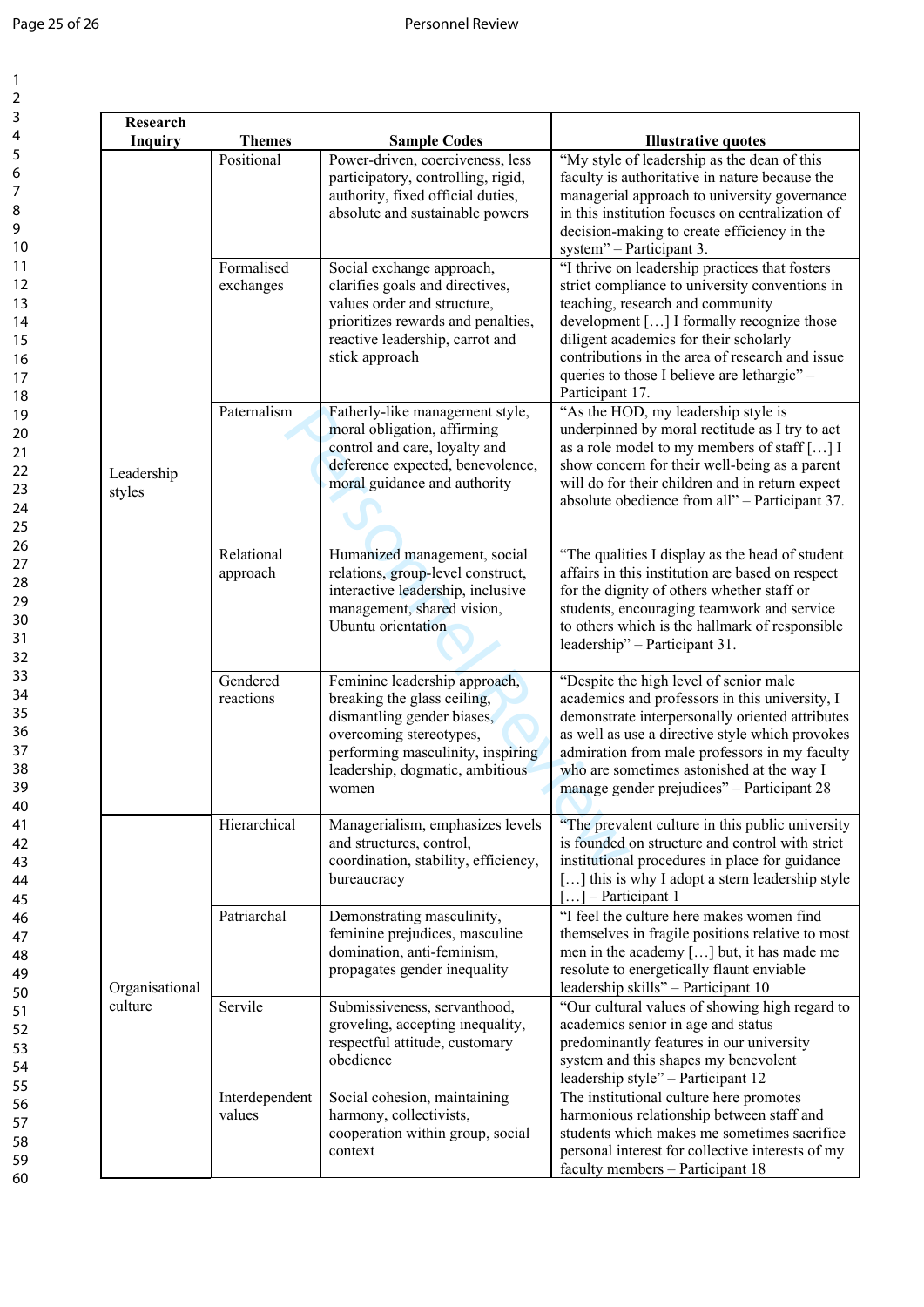| Research Inquiry | Themes | Sample Codes | Illustrative quotes |
|---|---|---|---|
| Leadership styles | Positional | Power-driven, coerciveness, less participatory, controlling, rigid, authority, fixed official duties, absolute and sustainable powers | "My style of leadership as the dean of this faculty is authoritative in nature because the managerial approach to university governance in this institution focuses on centralization of decision-making to create efficiency in the system" – Participant 3. |
| | Formalised exchanges | Social exchange approach, clarifies goals and directives, values order and structure, prioritizes rewards and penalties, reactive leadership, carrot and stick approach | "I thrive on leadership practices that fosters strict compliance to university conventions in teaching, research and community development […] I formally recognize those diligent academics for their scholarly contributions in the area of research and issue queries to those I believe are lethargic" – Participant 17. |
| | Paternalism | Fatherly-like management style, moral obligation, affirming control and care, loyalty and deference expected, benevolence, moral guidance and authority | "As the HOD, my leadership style is underpinned by moral rectitude as I try to act as a role model to my members of staff […] I show concern for their well-being as a parent will do for their children and in return expect absolute obedience from all" – Participant 37. |
| | Relational approach | Humanized management, social relations, group-level construct, interactive leadership, inclusive management, shared vision, Ubuntu orientation | "The qualities I display as the head of student affairs in this institution are based on respect for the dignity of others whether staff or students, encouraging teamwork and service to others which is the hallmark of responsible leadership" – Participant 31. |
| | Gendered reactions | Feminine leadership approach, breaking the glass ceiling, dismantling gender biases, overcoming stereotypes, performing masculinity, inspiring leadership, dogmatic, ambitious women | "Despite the high level of senior male academics and professors in this university, I demonstrate interpersonally oriented attributes as well as use a directive style which provokes admiration from male professors in my faculty who are sometimes astonished at the way I manage gender prejudices" – Participant 28 |
| Organisational culture | Hierarchical | Managerialism, emphasizes levels and structures, control, coordination, stability, efficiency, bureaucracy | "The prevalent culture in this public university is founded on structure and control with strict institutional procedures in place for guidance […] this is why I adopt a stern leadership style […] – Participant 1 |
| | Patriarchal | Demonstrating masculinity, feminine prejudices, masculine domination, anti-feminism, propagates gender inequality | "I feel the culture here makes women find themselves in fragile positions relative to most men in the academy […] but, it has made me resolute to energetically flaunt enviable leadership skills" – Participant 10 |
| | Servile | Submissiveness, servanthood, groveling, accepting inequality, respectful attitude, customary obedience | "Our cultural values of showing high regard to academics senior in age and status predominantly features in our university system and this shapes my benevolent leadership style" – Participant 12 |
| | Interdependent values | Social cohesion, maintaining harmony, collectivists, cooperation within group, social context | The institutional culture here promotes harmonious relationship between staff and students which makes me sometimes sacrifice personal interest for collective interests of my faculty members – Participant 18 |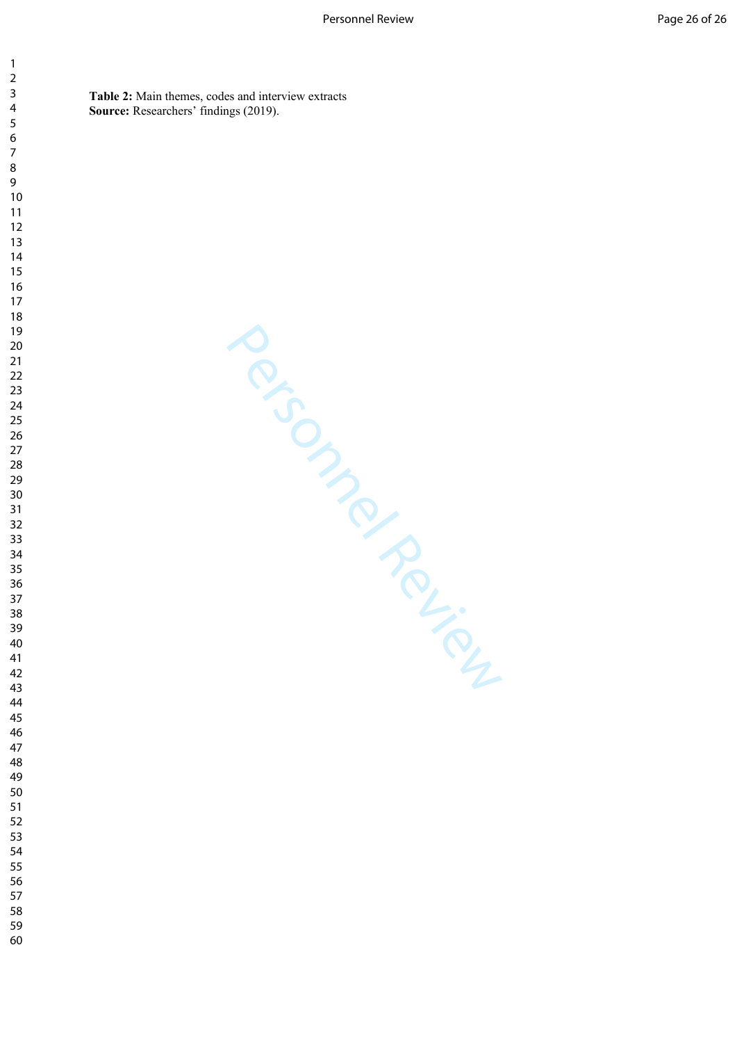**Table 2:** Main themes, codes and interview extracts
**Source:** Researchers' findings (2019).